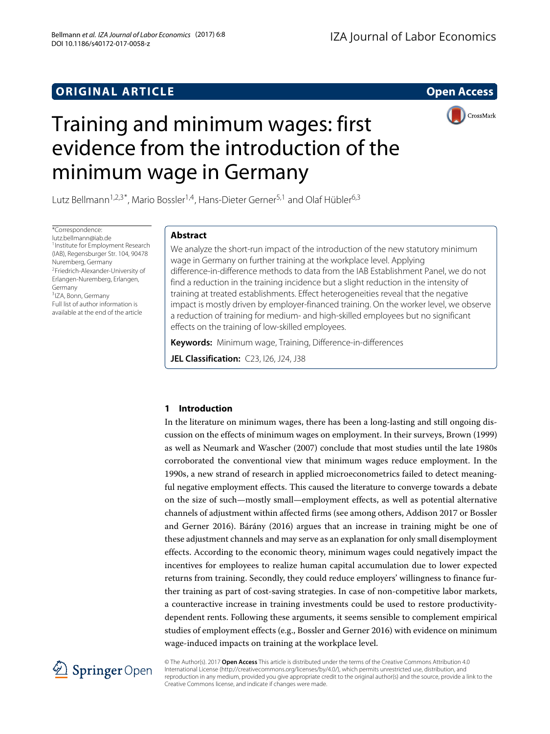ORIGINAL ARTICLE

Open Access

# Training and minimum wages: first evidence from the introduction of the minimum wage in Germany

Lutz Bellmann[1,2,3*], Mario Bossler[1,4], Hans-Dieter Gerner[5,1] and Olaf Hübler[6,3]

*Correspondence:
lutz.bellmann@iab.de
[1]Institute for Employment Research (IAB), Regensburger Str. 104, 90478 Nuremberg, Germany
[2]Friedrich-Alexander-University of Erlangen-Nuremberg, Erlangen, Germany
[3]IZA, Bonn, Germany
Full list of author information is available at the end of the article

## Abstract

We analyze the short-run impact of the introduction of the new statutory minimum wage in Germany on further training at the workplace level. Applying difference-in-difference methods to data from the IAB Establishment Panel, we do not find a reduction in the training incidence but a slight reduction in the intensity of training at treated establishments. Effect heterogeneities reveal that the negative impact is mostly driven by employer-financed training. On the worker level, we observe a reduction of training for medium- and high-skilled employees but no significant effects on the training of low-skilled employees.

**Keywords:** Minimum wage, Training, Difference-in-differences

**JEL Classification:** C23, I26, J24, J38

## 1 Introduction

In the literature on minimum wages, there has been a long-lasting and still ongoing discussion on the effects of minimum wages on employment. In their surveys, Brown (1999) as well as Neumark and Wascher (2007) conclude that most studies until the late 1980s corroborated the conventional view that minimum wages reduce employment. In the 1990s, a new strand of research in applied microeconometrics failed to detect meaningful negative employment effects. This caused the literature to converge towards a debate on the size of such—mostly small—employment effects, as well as potential alternative channels of adjustment within affected firms (see among others, Addison 2017 or Bossler and Gerner 2016). Bárány (2016) argues that an increase in training might be one of these adjustment channels and may serve as an explanation for only small disemployment effects. According to the economic theory, minimum wages could negatively impact the incentives for employees to realize human capital accumulation due to lower expected returns from training. Secondly, they could reduce employers' willingness to finance further training as part of cost-saving strategies. In case of non-competitive labor markets, a counteractive increase in training investments could be used to restore productivity-dependent rents. Following these arguments, it seems sensible to complement empirical studies of employment effects (e.g., Bossler and Gerner 2016) with evidence on minimum wage-induced impacts on training at the workplace level.

© The Author(s). 2017 **Open Access** This article is distributed under the terms of the Creative Commons Attribution 4.0 International License (http://creativecommons.org/licenses/by/4.0/), which permits unrestricted use, distribution, and reproduction in any medium, provided you give appropriate credit to the original author(s) and the source, provide a link to the Creative Commons license, and indicate if changes were made.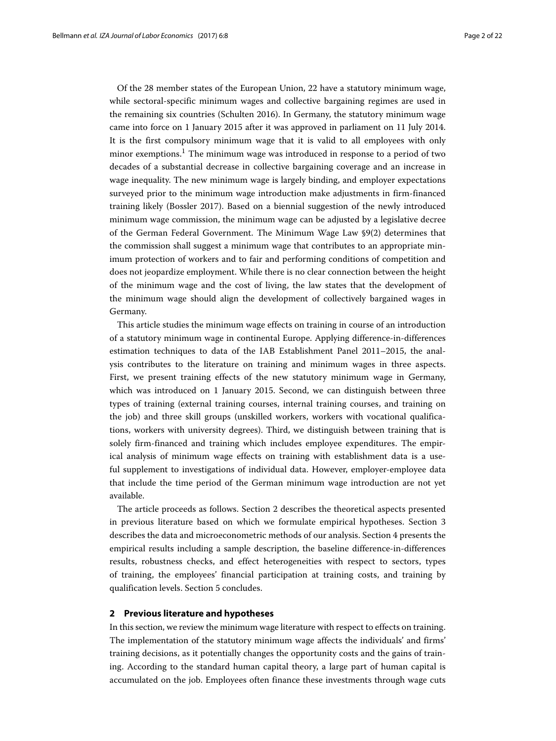Of the 28 member states of the European Union, 22 have a statutory minimum wage, while sectoral-specific minimum wages and collective bargaining regimes are used in the remaining six countries (Schulten 2016). In Germany, the statutory minimum wage came into force on 1 January 2015 after it was approved in parliament on 11 July 2014. It is the first compulsory minimum wage that it is valid to all employees with only minor exemptions.[1] The minimum wage was introduced in response to a period of two decades of a substantial decrease in collective bargaining coverage and an increase in wage inequality. The new minimum wage is largely binding, and employer expectations surveyed prior to the minimum wage introduction make adjustments in firm-financed training likely (Bossler 2017). Based on a biennial suggestion of the newly introduced minimum wage commission, the minimum wage can be adjusted by a legislative decree of the German Federal Government. The Minimum Wage Law §9(2) determines that the commission shall suggest a minimum wage that contributes to an appropriate minimum protection of workers and to fair and performing conditions of competition and does not jeopardize employment. While there is no clear connection between the height of the minimum wage and the cost of living, the law states that the development of the minimum wage should align the development of collectively bargained wages in Germany.

This article studies the minimum wage effects on training in course of an introduction of a statutory minimum wage in continental Europe. Applying difference-in-differences estimation techniques to data of the IAB Establishment Panel 2011–2015, the analysis contributes to the literature on training and minimum wages in three aspects. First, we present training effects of the new statutory minimum wage in Germany, which was introduced on 1 January 2015. Second, we can distinguish between three types of training (external training courses, internal training courses, and training on the job) and three skill groups (unskilled workers, workers with vocational qualifications, workers with university degrees). Third, we distinguish between training that is solely firm-financed and training which includes employee expenditures. The empirical analysis of minimum wage effects on training with establishment data is a useful supplement to investigations of individual data. However, employer-employee data that include the time period of the German minimum wage introduction are not yet available.

The article proceeds as follows. Section 2 describes the theoretical aspects presented in previous literature based on which we formulate empirical hypotheses. Section 3 describes the data and microeconometric methods of our analysis. Section 4 presents the empirical results including a sample description, the baseline difference-in-differences results, robustness checks, and effect heterogeneities with respect to sectors, types of training, the employees' financial participation at training costs, and training by qualification levels. Section 5 concludes.

## 2 Previous literature and hypotheses

In this section, we review the minimum wage literature with respect to effects on training. The implementation of the statutory minimum wage affects the individuals' and firms' training decisions, as it potentially changes the opportunity costs and the gains of training. According to the standard human capital theory, a large part of human capital is accumulated on the job. Employees often finance these investments through wage cuts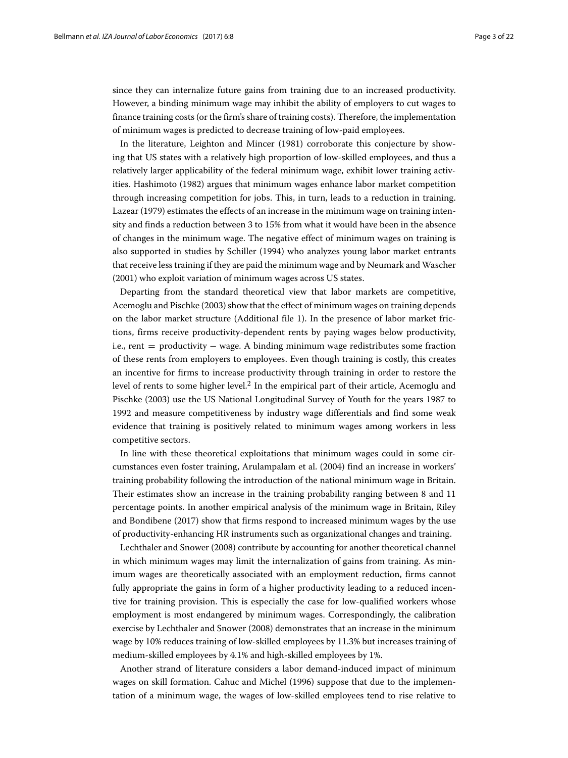since they can internalize future gains from training due to an increased productivity. However, a binding minimum wage may inhibit the ability of employers to cut wages to finance training costs (or the firm's share of training costs). Therefore, the implementation of minimum wages is predicted to decrease training of low-paid employees.

In the literature, Leighton and Mincer (1981) corroborate this conjecture by showing that US states with a relatively high proportion of low-skilled employees, and thus a relatively larger applicability of the federal minimum wage, exhibit lower training activities. Hashimoto (1982) argues that minimum wages enhance labor market competition through increasing competition for jobs. This, in turn, leads to a reduction in training. Lazear (1979) estimates the effects of an increase in the minimum wage on training intensity and finds a reduction between 3 to 15% from what it would have been in the absence of changes in the minimum wage. The negative effect of minimum wages on training is also supported in studies by Schiller (1994) who analyzes young labor market entrants that receive less training if they are paid the minimum wage and by Neumark and Wascher (2001) who exploit variation of minimum wages across US states.

Departing from the standard theoretical view that labor markets are competitive, Acemoglu and Pischke (2003) show that the effect of minimum wages on training depends on the labor market structure (Additional file 1). In the presence of labor market frictions, firms receive productivity-dependent rents by paying wages below productivity, i.e., rent = productivity − wage. A binding minimum wage redistributes some fraction of these rents from employers to employees. Even though training is costly, this creates an incentive for firms to increase productivity through training in order to restore the level of rents to some higher level.[2] In the empirical part of their article, Acemoglu and Pischke (2003) use the US National Longitudinal Survey of Youth for the years 1987 to 1992 and measure competitiveness by industry wage differentials and find some weak evidence that training is positively related to minimum wages among workers in less competitive sectors.

In line with these theoretical exploitations that minimum wages could in some circumstances even foster training, Arulampalam et al. (2004) find an increase in workers' training probability following the introduction of the national minimum wage in Britain. Their estimates show an increase in the training probability ranging between 8 and 11 percentage points. In another empirical analysis of the minimum wage in Britain, Riley and Bondibene (2017) show that firms respond to increased minimum wages by the use of productivity-enhancing HR instruments such as organizational changes and training.

Lechthaler and Snower (2008) contribute by accounting for another theoretical channel in which minimum wages may limit the internalization of gains from training. As minimum wages are theoretically associated with an employment reduction, firms cannot fully appropriate the gains in form of a higher productivity leading to a reduced incentive for training provision. This is especially the case for low-qualified workers whose employment is most endangered by minimum wages. Correspondingly, the calibration exercise by Lechthaler and Snower (2008) demonstrates that an increase in the minimum wage by 10% reduces training of low-skilled employees by 11.3% but increases training of medium-skilled employees by 4.1% and high-skilled employees by 1%.

Another strand of literature considers a labor demand-induced impact of minimum wages on skill formation. Cahuc and Michel (1996) suppose that due to the implementation of a minimum wage, the wages of low-skilled employees tend to rise relative to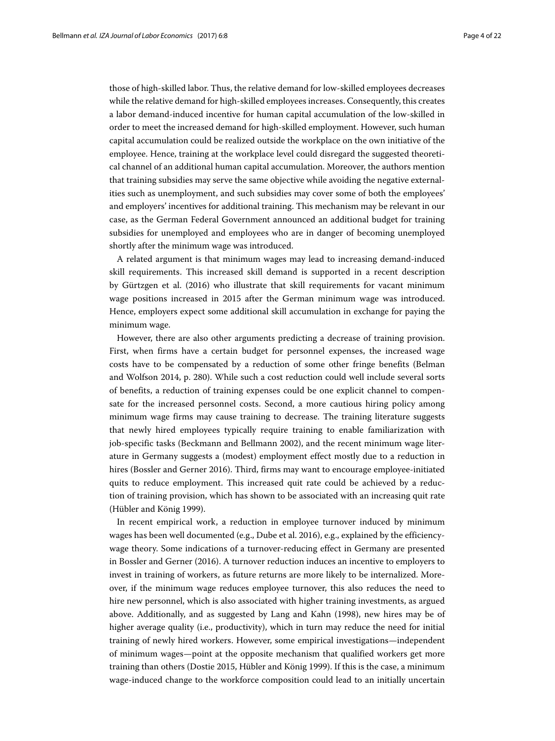those of high-skilled labor. Thus, the relative demand for low-skilled employees decreases while the relative demand for high-skilled employees increases. Consequently, this creates a labor demand-induced incentive for human capital accumulation of the low-skilled in order to meet the increased demand for high-skilled employment. However, such human capital accumulation could be realized outside the workplace on the own initiative of the employee. Hence, training at the workplace level could disregard the suggested theoretical channel of an additional human capital accumulation. Moreover, the authors mention that training subsidies may serve the same objective while avoiding the negative externalities such as unemployment, and such subsidies may cover some of both the employees' and employers' incentives for additional training. This mechanism may be relevant in our case, as the German Federal Government announced an additional budget for training subsidies for unemployed and employees who are in danger of becoming unemployed shortly after the minimum wage was introduced.

A related argument is that minimum wages may lead to increasing demand-induced skill requirements. This increased skill demand is supported in a recent description by Gürtzgen et al. (2016) who illustrate that skill requirements for vacant minimum wage positions increased in 2015 after the German minimum wage was introduced. Hence, employers expect some additional skill accumulation in exchange for paying the minimum wage.

However, there are also other arguments predicting a decrease of training provision. First, when firms have a certain budget for personnel expenses, the increased wage costs have to be compensated by a reduction of some other fringe benefits (Belman and Wolfson 2014, p. 280). While such a cost reduction could well include several sorts of benefits, a reduction of training expenses could be one explicit channel to compensate for the increased personnel costs. Second, a more cautious hiring policy among minimum wage firms may cause training to decrease. The training literature suggests that newly hired employees typically require training to enable familiarization with job-specific tasks (Beckmann and Bellmann 2002), and the recent minimum wage literature in Germany suggests a (modest) employment effect mostly due to a reduction in hires (Bossler and Gerner 2016). Third, firms may want to encourage employee-initiated quits to reduce employment. This increased quit rate could be achieved by a reduction of training provision, which has shown to be associated with an increasing quit rate (Hübler and König 1999).

In recent empirical work, a reduction in employee turnover induced by minimum wages has been well documented (e.g., Dube et al. 2016), e.g., explained by the efficiency-wage theory. Some indications of a turnover-reducing effect in Germany are presented in Bossler and Gerner (2016). A turnover reduction induces an incentive to employers to invest in training of workers, as future returns are more likely to be internalized. Moreover, if the minimum wage reduces employee turnover, this also reduces the need to hire new personnel, which is also associated with higher training investments, as argued above. Additionally, and as suggested by Lang and Kahn (1998), new hires may be of higher average quality (i.e., productivity), which in turn may reduce the need for initial training of newly hired workers. However, some empirical investigations—independent of minimum wages—point at the opposite mechanism that qualified workers get more training than others (Dostie 2015, Hübler and König 1999). If this is the case, a minimum wage-induced change to the workforce composition could lead to an initially uncertain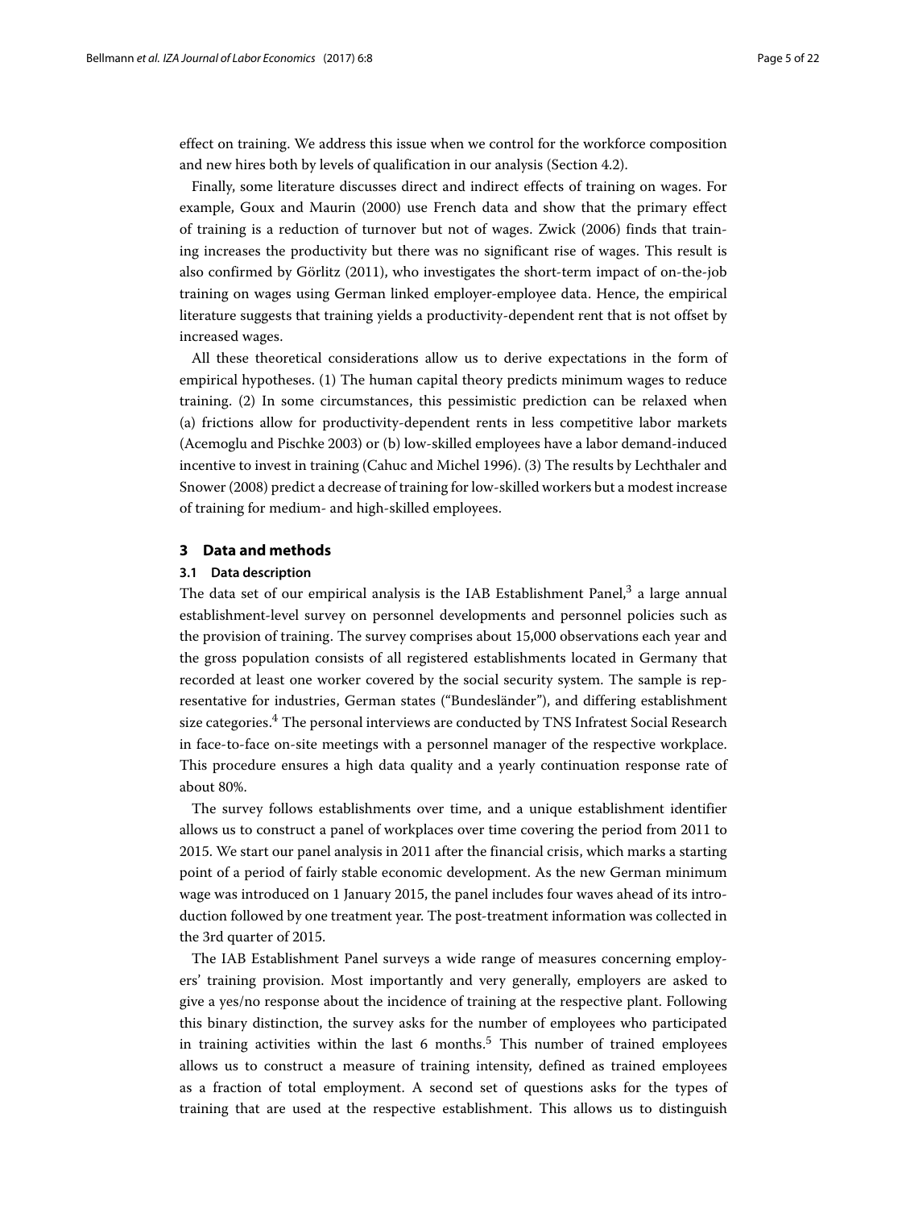effect on training. We address this issue when we control for the workforce composition and new hires both by levels of qualification in our analysis (Section 4.2).

Finally, some literature discusses direct and indirect effects of training on wages. For example, Goux and Maurin (2000) use French data and show that the primary effect of training is a reduction of turnover but not of wages. Zwick (2006) finds that training increases the productivity but there was no significant rise of wages. This result is also confirmed by Görlitz (2011), who investigates the short-term impact of on-the-job training on wages using German linked employer-employee data. Hence, the empirical literature suggests that training yields a productivity-dependent rent that is not offset by increased wages.

All these theoretical considerations allow us to derive expectations in the form of empirical hypotheses. (1) The human capital theory predicts minimum wages to reduce training. (2) In some circumstances, this pessimistic prediction can be relaxed when (a) frictions allow for productivity-dependent rents in less competitive labor markets (Acemoglu and Pischke 2003) or (b) low-skilled employees have a labor demand-induced incentive to invest in training (Cahuc and Michel 1996). (3) The results by Lechthaler and Snower (2008) predict a decrease of training for low-skilled workers but a modest increase of training for medium- and high-skilled employees.

## 3 Data and methods

### 3.1 Data description

The data set of our empirical analysis is the IAB Establishment Panel,[3] a large annual establishment-level survey on personnel developments and personnel policies such as the provision of training. The survey comprises about 15,000 observations each year and the gross population consists of all registered establishments located in Germany that recorded at least one worker covered by the social security system. The sample is representative for industries, German states ("Bundesländer"), and differing establishment size categories.[4] The personal interviews are conducted by TNS Infratest Social Research in face-to-face on-site meetings with a personnel manager of the respective workplace. This procedure ensures a high data quality and a yearly continuation response rate of about 80%.

The survey follows establishments over time, and a unique establishment identifier allows us to construct a panel of workplaces over time covering the period from 2011 to 2015. We start our panel analysis in 2011 after the financial crisis, which marks a starting point of a period of fairly stable economic development. As the new German minimum wage was introduced on 1 January 2015, the panel includes four waves ahead of its introduction followed by one treatment year. The post-treatment information was collected in the 3rd quarter of 2015.

The IAB Establishment Panel surveys a wide range of measures concerning employers' training provision. Most importantly and very generally, employers are asked to give a yes/no response about the incidence of training at the respective plant. Following this binary distinction, the survey asks for the number of employees who participated in training activities within the last 6 months.[5] This number of trained employees allows us to construct a measure of training intensity, defined as trained employees as a fraction of total employment. A second set of questions asks for the types of training that are used at the respective establishment. This allows us to distinguish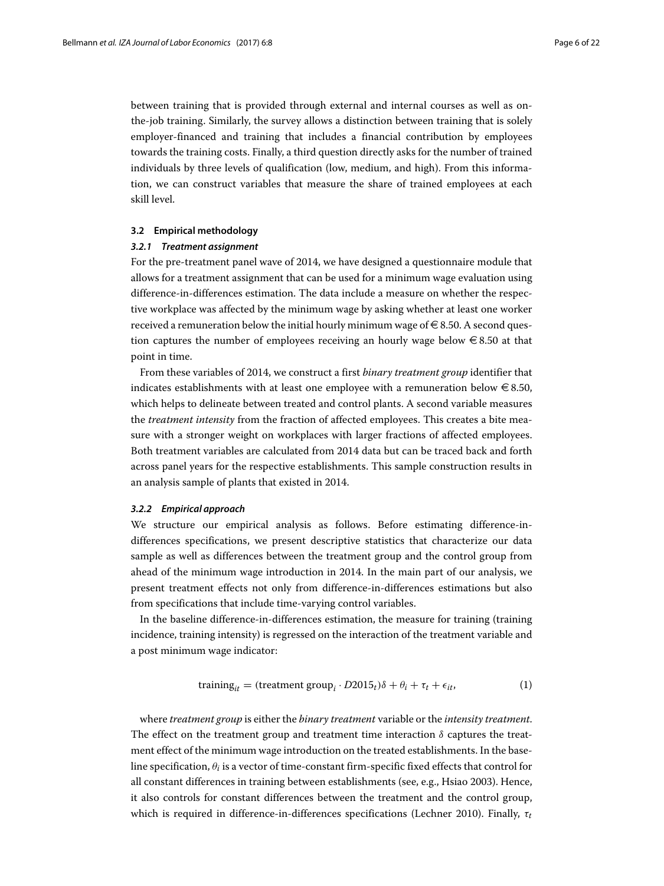between training that is provided through external and internal courses as well as on-the-job training. Similarly, the survey allows a distinction between training that is solely employer-financed and training that includes a financial contribution by employees towards the training costs. Finally, a third question directly asks for the number of trained individuals by three levels of qualification (low, medium, and high). From this information, we can construct variables that measure the share of trained employees at each skill level.

### 3.2 Empirical methodology

#### *3.2.1 Treatment assignment*

For the pre-treatment panel wave of 2014, we have designed a questionnaire module that allows for a treatment assignment that can be used for a minimum wage evaluation using difference-in-differences estimation. The data include a measure on whether the respective workplace was affected by the minimum wage by asking whether at least one worker received a remuneration below the initial hourly minimum wage of €8.50. A second question captures the number of employees receiving an hourly wage below €8.50 at that point in time.

From these variables of 2014, we construct a first *binary treatment group* identifier that indicates establishments with at least one employee with a remuneration below €8.50, which helps to delineate between treated and control plants. A second variable measures the *treatment intensity* from the fraction of affected employees. This creates a bite measure with a stronger weight on workplaces with larger fractions of affected employees. Both treatment variables are calculated from 2014 data but can be traced back and forth across panel years for the respective establishments. This sample construction results in an analysis sample of plants that existed in 2014.

#### *3.2.2 Empirical approach*

We structure our empirical analysis as follows. Before estimating difference-in-differences specifications, we present descriptive statistics that characterize our data sample as well as differences between the treatment group and the control group from ahead of the minimum wage introduction in 2014. In the main part of our analysis, we present treatment effects not only from difference-in-differences estimations but also from specifications that include time-varying control variables.

In the baseline difference-in-differences estimation, the measure for training (training incidence, training intensity) is regressed on the interaction of the treatment variable and a post minimum wage indicator:

$$\text{training}_{it} = (\text{treatment group}_i \cdot D2015_t)\delta + \theta_i + \tau_t + \epsilon_{it}, \tag{1}$$

where *treatment group* is either the *binary treatment* variable or the *intensity treatment*. The effect on the treatment group and treatment time interaction $\delta$ captures the treatment effect of the minimum wage introduction on the treated establishments. In the baseline specification, $\theta_i$ is a vector of time-constant firm-specific fixed effects that control for all constant differences in training between establishments (see, e.g., Hsiao 2003). Hence, it also controls for constant differences between the treatment and the control group, which is required in difference-in-differences specifications (Lechner 2010). Finally, $\tau_t$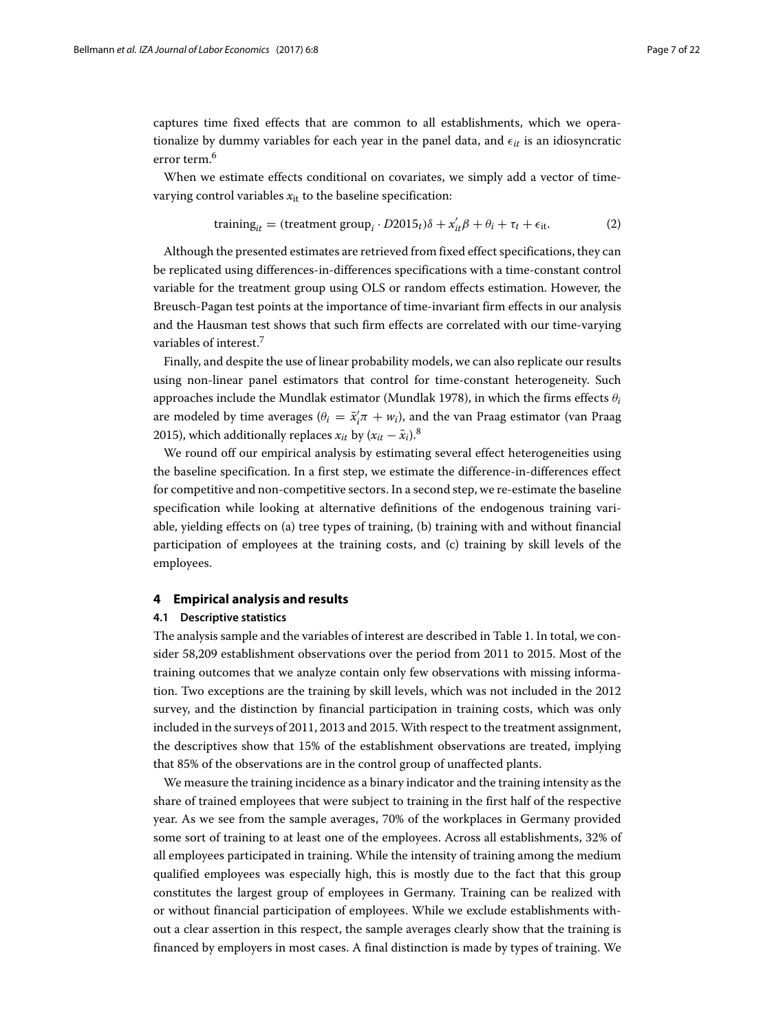captures time fixed effects that are common to all establishments, which we operationalize by dummy variables for each year in the panel data, and $\epsilon_{it}$ is an idiosyncratic error term.[6]

When we estimate effects conditional on covariates, we simply add a vector of time-varying control variables $x_{\text{it}}$ to the baseline specification:

$$\text{training}_{it} = (\text{treatment group}_i \cdot D2015_t)\delta + x'_{it}\beta + \theta_i + \tau_t + \epsilon_{\text{it}}. \tag{2}$$

Although the presented estimates are retrieved from fixed effect specifications, they can be replicated using differences-in-differences specifications with a time-constant control variable for the treatment group using OLS or random effects estimation. However, the Breusch-Pagan test points at the importance of time-invariant firm effects in our analysis and the Hausman test shows that such firm effects are correlated with our time-varying variables of interest.[7]

Finally, and despite the use of linear probability models, we can also replicate our results using non-linear panel estimators that control for time-constant heterogeneity. Such approaches include the Mundlak estimator (Mundlak 1978), in which the firms effects $\theta_i$ are modeled by time averages ($\theta_i = \bar{x}'_i\pi + w_i$), and the van Praag estimator (van Praag 2015), which additionally replaces $x_{it}$ by $(x_{it} - \bar{x}_i)$.[8]

We round off our empirical analysis by estimating several effect heterogeneities using the baseline specification. In a first step, we estimate the difference-in-differences effect for competitive and non-competitive sectors. In a second step, we re-estimate the baseline specification while looking at alternative definitions of the endogenous training variable, yielding effects on (a) tree types of training, (b) training with and without financial participation of employees at the training costs, and (c) training by skill levels of the employees.

## 4 Empirical analysis and results

### 4.1 Descriptive statistics

The analysis sample and the variables of interest are described in Table 1. In total, we consider 58,209 establishment observations over the period from 2011 to 2015. Most of the training outcomes that we analyze contain only few observations with missing information. Two exceptions are the training by skill levels, which was not included in the 2012 survey, and the distinction by financial participation in training costs, which was only included in the surveys of 2011, 2013 and 2015. With respect to the treatment assignment, the descriptives show that 15% of the establishment observations are treated, implying that 85% of the observations are in the control group of unaffected plants.

We measure the training incidence as a binary indicator and the training intensity as the share of trained employees that were subject to training in the first half of the respective year. As we see from the sample averages, 70% of the workplaces in Germany provided some sort of training to at least one of the employees. Across all establishments, 32% of all employees participated in training. While the intensity of training among the medium qualified employees was especially high, this is mostly due to the fact that this group constitutes the largest group of employees in Germany. Training can be realized with or without financial participation of employees. While we exclude establishments without a clear assertion in this respect, the sample averages clearly show that the training is financed by employers in most cases. A final distinction is made by types of training. We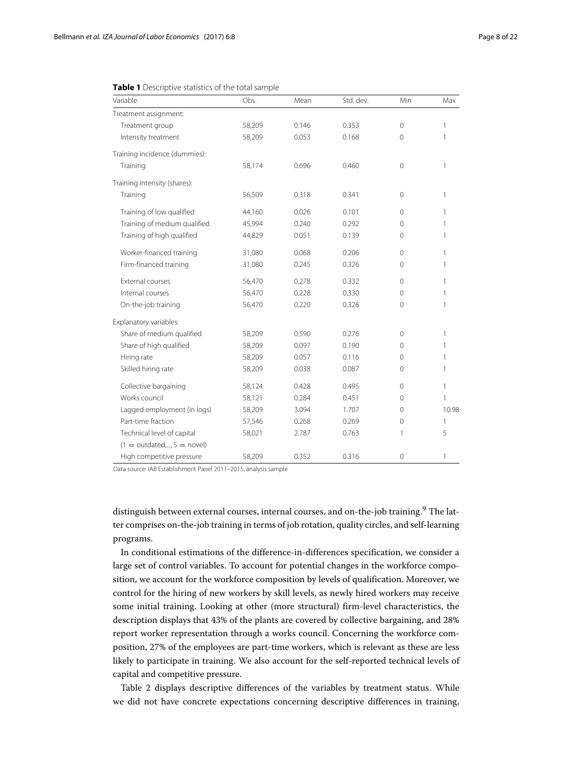**Table 1** Descriptive statistics of the total sample

| Variable | Obs. | Mean | Std. dev. | Min | Max |
|---|---|---|---|---|---|
| Treatment assignment: | | | | | |
| Treatment group | 58,209 | 0.146 | 0.353 | 0 | 1 |
| Intensity treatment | 58,209 | 0.053 | 0.168 | 0 | 1 |
| Training incidence (dummies): | | | | | |
| Training | 58,174 | 0.696 | 0.460 | 0 | 1 |
| Training intensity (shares): | | | | | |
| Training | 56,509 | 0.318 | 0.341 | 0 | 1 |
| Training of low qualified | 44,160 | 0.026 | 0.101 | 0 | 1 |
| Training of medium qualified | 45,994 | 0.240 | 0.292 | 0 | 1 |
| Training of high qualified | 44,829 | 0.051 | 0.139 | 0 | 1 |
| Worker-financed training | 31,080 | 0.068 | 0.206 | 0 | 1 |
| Firm-financed training | 31,080 | 0.245 | 0.326 | 0 | 1 |
| External courses | 56,470 | 0.278 | 0.332 | 0 | 1 |
| Internal courses | 56,470 | 0.228 | 0.330 | 0 | 1 |
| On-the-job training | 56,470 | 0.220 | 0.326 | 0 | 1 |
| Explanatory variables: | | | | | |
| Share of medium qualified | 58,209 | 0.590 | 0.276 | 0 | 1 |
| Share of high qualified | 58,209 | 0.097 | 0.190 | 0 | 1 |
| Hiring rate | 58,209 | 0.057 | 0.116 | 0 | 1 |
| Skilled hiring rate | 58,209 | 0.038 | 0.087 | 0 | 1 |
| Collective bargaining | 58,124 | 0.428 | 0.495 | 0 | 1 |
| Works council | 58,121 | 0.284 | 0.451 | 0 | 1 |
| Lagged employment (in logs) | 58,209 | 3.094 | 1.707 | 0 | 10.98 |
| Part-time fraction | 57,546 | 0.268 | 0.269 | 0 | 1 |
| Technical level of capital (1 = outdated,..., 5 = novel) | 58,021 | 2.787 | 0.763 | 1 | 5 |
| High competitive pressure | 58,209 | 0.352 | 0.316 | 0 | 1 |

Data source: IAB Establishment Panel 2011–2015, analysis sample

distinguish between external courses, internal courses, and on-the-job training.[9] The latter comprises on-the-job training in terms of job rotation, quality circles, and self-learning programs.

In conditional estimations of the difference-in-differences specification, we consider a large set of control variables. To account for potential changes in the workforce composition, we account for the workforce composition by levels of qualification. Moreover, we control for the hiring of new workers by skill levels, as newly hired workers may receive some initial training. Looking at other (more structural) firm-level characteristics, the description displays that 43% of the plants are covered by collective bargaining, and 28% report worker representation through a works council. Concerning the workforce composition, 27% of the employees are part-time workers, which is relevant as these are less likely to participate in training. We also account for the self-reported technical levels of capital and competitive pressure.

Table 2 displays descriptive differences of the variables by treatment status. While we did not have concrete expectations concerning descriptive differences in training,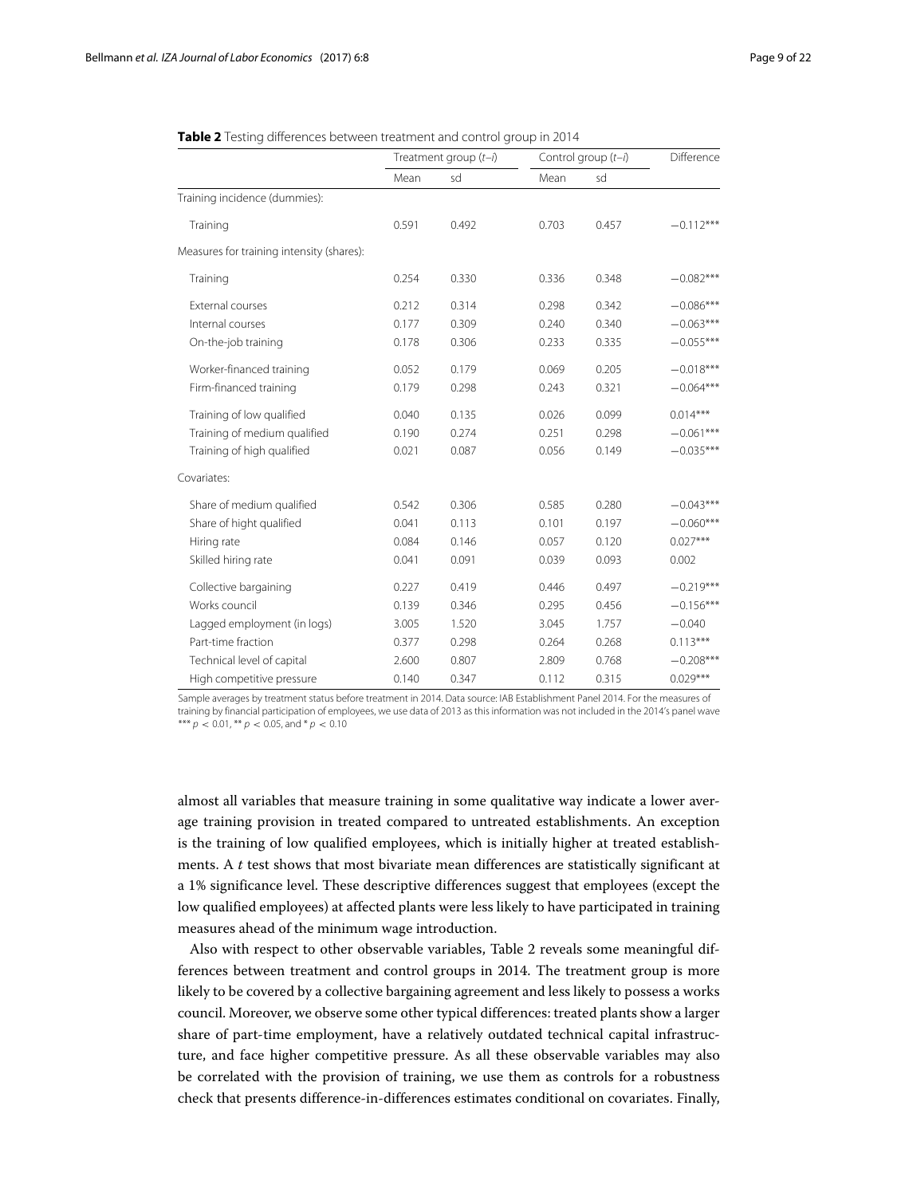**Table 2** Testing differences between treatment and control group in 2014

| | Treatment group ($t$–$i$) | | Control group ($t$–$i$) | | Difference |
|---|---|---|---|---|---|
| | Mean | sd | Mean | sd | |
| Training incidence (dummies): | | | | | |
| Training | 0.591 | 0.492 | 0.703 | 0.457 | −0.112*** |
| Measures for training intensity (shares): | | | | | |
| Training | 0.254 | 0.330 | 0.336 | 0.348 | −0.082*** |
| External courses | 0.212 | 0.314 | 0.298 | 0.342 | −0.086*** |
| Internal courses | 0.177 | 0.309 | 0.240 | 0.340 | −0.063*** |
| On-the-job training | 0.178 | 0.306 | 0.233 | 0.335 | −0.055*** |
| Worker-financed training | 0.052 | 0.179 | 0.069 | 0.205 | −0.018*** |
| Firm-financed training | 0.179 | 0.298 | 0.243 | 0.321 | −0.064*** |
| Training of low qualified | 0.040 | 0.135 | 0.026 | 0.099 | 0.014*** |
| Training of medium qualified | 0.190 | 0.274 | 0.251 | 0.298 | −0.061*** |
| Training of high qualified | 0.021 | 0.087 | 0.056 | 0.149 | −0.035*** |
| Covariates: | | | | | |
| Share of medium qualified | 0.542 | 0.306 | 0.585 | 0.280 | −0.043*** |
| Share of hight qualified | 0.041 | 0.113 | 0.101 | 0.197 | −0.060*** |
| Hiring rate | 0.084 | 0.146 | 0.057 | 0.120 | 0.027*** |
| Skilled hiring rate | 0.041 | 0.091 | 0.039 | 0.093 | 0.002 |
| Collective bargaining | 0.227 | 0.419 | 0.446 | 0.497 | −0.219*** |
| Works council | 0.139 | 0.346 | 0.295 | 0.456 | −0.156*** |
| Lagged employment (in logs) | 3.005 | 1.520 | 3.045 | 1.757 | −0.040 |
| Part-time fraction | 0.377 | 0.298 | 0.264 | 0.268 | 0.113*** |
| Technical level of capital | 2.600 | 0.807 | 2.809 | 0.768 | −0.208*** |
| High competitive pressure | 0.140 | 0.347 | 0.112 | 0.315 | 0.029*** |

Sample averages by treatment status before treatment in 2014. Data source: IAB Establishment Panel 2014. For the measures of training by financial participation of employees, we use data of 2013 as this information was not included in the 2014's panel wave
*** $p < 0.01$, ** $p < 0.05$, and * $p < 0.10$

almost all variables that measure training in some qualitative way indicate a lower average training provision in treated compared to untreated establishments. An exception is the training of low qualified employees, which is initially higher at treated establishments. A $t$ test shows that most bivariate mean differences are statistically significant at a 1% significance level. These descriptive differences suggest that employees (except the low qualified employees) at affected plants were less likely to have participated in training measures ahead of the minimum wage introduction.

Also with respect to other observable variables, Table 2 reveals some meaningful differences between treatment and control groups in 2014. The treatment group is more likely to be covered by a collective bargaining agreement and less likely to possess a works council. Moreover, we observe some other typical differences: treated plants show a larger share of part-time employment, have a relatively outdated technical capital infrastructure, and face higher competitive pressure. As all these observable variables may also be correlated with the provision of training, we use them as controls for a robustness check that presents difference-in-differences estimates conditional on covariates. Finally,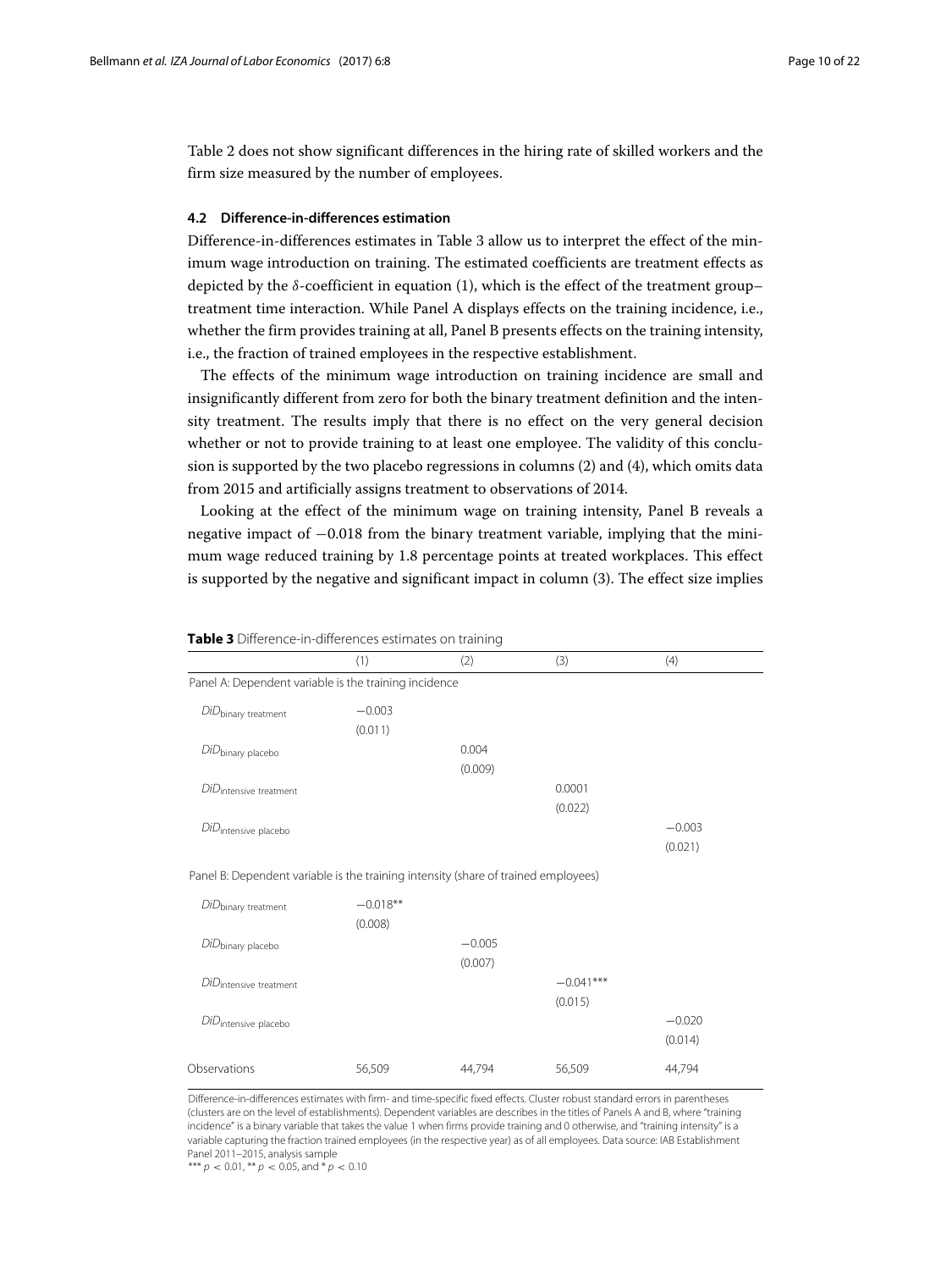Table 2 does not show significant differences in the hiring rate of skilled workers and the firm size measured by the number of employees.

### 4.2 Difference-in-differences estimation

Difference-in-differences estimates in Table 3 allow us to interpret the effect of the minimum wage introduction on training. The estimated coefficients are treatment effects as depicted by the $\delta$-coefficient in equation (1), which is the effect of the treatment group–treatment time interaction. While Panel A displays effects on the training incidence, i.e., whether the firm provides training at all, Panel B presents effects on the training intensity, i.e., the fraction of trained employees in the respective establishment.

The effects of the minimum wage introduction on training incidence are small and insignificantly different from zero for both the binary treatment definition and the intensity treatment. The results imply that there is no effect on the very general decision whether or not to provide training to at least one employee. The validity of this conclusion is supported by the two placebo regressions in columns (2) and (4), which omits data from 2015 and artificially assigns treatment to observations of 2014.

Looking at the effect of the minimum wage on training intensity, Panel B reveals a negative impact of −0.018 from the binary treatment variable, implying that the minimum wage reduced training by 1.8 percentage points at treated workplaces. This effect is supported by the negative and significant impact in column (3). The effect size implies

**Table 3** Difference-in-differences estimates on training

| | (1) | (2) | (3) | (4) |
|---|---|---|---|---|
| Panel A: Dependent variable is the training incidence | | | | |
| $DiD_{\text{binary treatment}}$ | −0.003 | | | |
| | (0.011) | | | |
| $DiD_{\text{binary placebo}}$ | | 0.004 | | |
| | | (0.009) | | |
| $DiD_{\text{intensive treatment}}$ | | | 0.0001 | |
| | | | (0.022) | |
| $DiD_{\text{intensive placebo}}$ | | | | −0.003 |
| | | | | (0.021) |
| Panel B: Dependent variable is the training intensity (share of trained employees) | | | | |
| $DiD_{\text{binary treatment}}$ | −0.018** | | | |
| | (0.008) | | | |
| $DiD_{\text{binary placebo}}$ | | −0.005 | | |
| | | (0.007) | | |
| $DiD_{\text{intensive treatment}}$ | | | −0.041*** | |
| | | | (0.015) | |
| $DiD_{\text{intensive placebo}}$ | | | | −0.020 |
| | | | | (0.014) |
| Observations | 56,509 | 44,794 | 56,509 | 44,794 |

Difference-in-differences estimates with firm- and time-specific fixed effects. Cluster robust standard errors in parentheses (clusters are on the level of establishments). Dependent variables are describes in the titles of Panels A and B, where "training incidence" is a binary variable that takes the value 1 when firms provide training and 0 otherwise, and "training intensity" is a variable capturing the fraction trained employees (in the respective year) as of all employees. Data source: IAB Establishment Panel 2011–2015, analysis sample

*** $p < 0.01$, ** $p < 0.05$, and * $p < 0.10$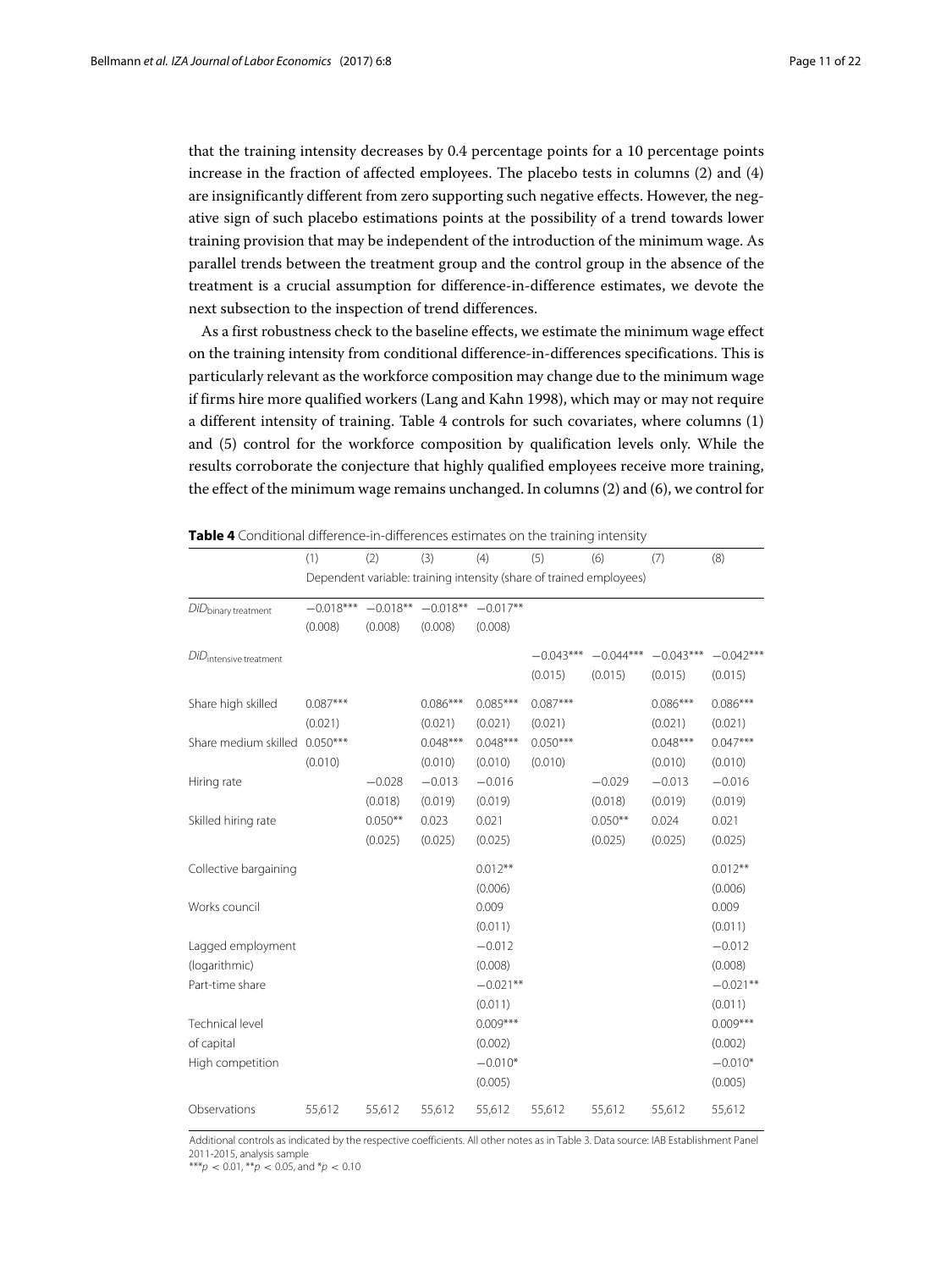that the training intensity decreases by 0.4 percentage points for a 10 percentage points increase in the fraction of affected employees. The placebo tests in columns (2) and (4) are insignificantly different from zero supporting such negative effects. However, the negative sign of such placebo estimations points at the possibility of a trend towards lower training provision that may be independent of the introduction of the minimum wage. As parallel trends between the treatment group and the control group in the absence of the treatment is a crucial assumption for difference-in-difference estimates, we devote the next subsection to the inspection of trend differences.

As a first robustness check to the baseline effects, we estimate the minimum wage effect on the training intensity from conditional difference-in-differences specifications. This is particularly relevant as the workforce composition may change due to the minimum wage if firms hire more qualified workers (Lang and Kahn 1998), which may or may not require a different intensity of training. Table 4 controls for such covariates, where columns (1) and (5) control for the workforce composition by qualification levels only. While the results corroborate the conjecture that highly qualified employees receive more training, the effect of the minimum wage remains unchanged. In columns (2) and (6), we control for

**Table 4** Conditional difference-in-differences estimates on the training intensity

| | (1) | (2) | (3) | (4) | (5) | (6) | (7) | (8) |
|---|---|---|---|---|---|---|---|---|
| | Dependent variable: training intensity (share of trained employees) | | | | | | | |
| $DiD_{\text{binary treatment}}$ | −0.018*** | −0.018** | −0.018** | −0.017** | | | | |
| | (0.008) | (0.008) | (0.008) | (0.008) | | | | |
| $DiD_{\text{intensive treatment}}$ | | | | | −0.043*** | −0.044*** | −0.043*** | −0.042*** |
| | | | | | (0.015) | (0.015) | (0.015) | (0.015) |
| Share high skilled | 0.087*** | | 0.086*** | 0.085*** | 0.087*** | | 0.086*** | 0.086*** |
| | (0.021) | | (0.021) | (0.021) | (0.021) | | (0.021) | (0.021) |
| Share medium skilled | 0.050*** | | 0.048*** | 0.048*** | 0.050*** | | 0.048*** | 0.047*** |
| | (0.010) | | (0.010) | (0.010) | (0.010) | | (0.010) | (0.010) |
| Hiring rate | | −0.028 | −0.013 | −0.016 | | −0.029 | −0.013 | −0.016 |
| | | (0.018) | (0.019) | (0.019) | | (0.018) | (0.019) | (0.019) |
| Skilled hiring rate | | 0.050** | 0.023 | 0.021 | | 0.050** | 0.024 | 0.021 |
| | | (0.025) | (0.025) | (0.025) | | (0.025) | (0.025) | (0.025) |
| Collective bargaining | | | | 0.012** | | | | 0.012** |
| | | | | (0.006) | | | | (0.006) |
| Works council | | | | 0.009 | | | | 0.009 |
| | | | | (0.011) | | | | (0.011) |
| Lagged employment (logarithmic) | | | | −0.012 | | | | −0.012 |
| | | | | (0.008) | | | | (0.008) |
| Part-time share | | | | −0.021** | | | | −0.021** |
| | | | | (0.011) | | | | (0.011) |
| Technical level of capital | | | | 0.009*** | | | | 0.009*** |
| | | | | (0.002) | | | | (0.002) |
| High competition | | | | −0.010* | | | | −0.010* |
| | | | | (0.005) | | | | (0.005) |
| Observations | 55,612 | 55,612 | 55,612 | 55,612 | 55,612 | 55,612 | 55,612 | 55,612 |

Additional controls as indicated by the respective coefficients. All other notes as in Table 3. Data source: IAB Establishment Panel 2011-2015, analysis sample
***$p < 0.01$, **$p < 0.05$, and *$p < 0.10$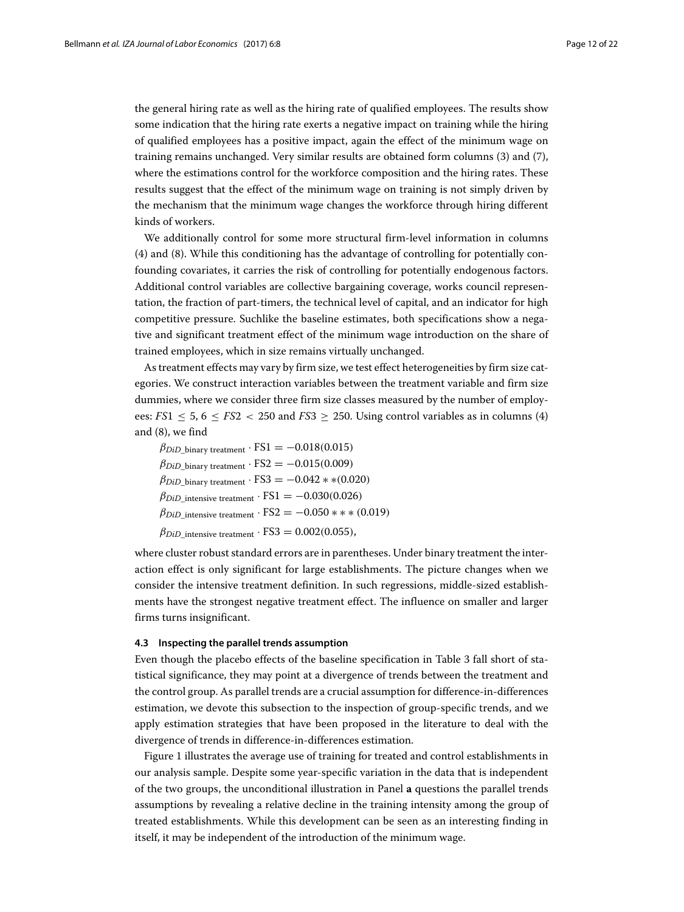the general hiring rate as well as the hiring rate of qualified employees. The results show some indication that the hiring rate exerts a negative impact on training while the hiring of qualified employees has a positive impact, again the effect of the minimum wage on training remains unchanged. Very similar results are obtained form columns (3) and (7), where the estimations control for the workforce composition and the hiring rates. These results suggest that the effect of the minimum wage on training is not simply driven by the mechanism that the minimum wage changes the workforce through hiring different kinds of workers.

We additionally control for some more structural firm-level information in columns (4) and (8). While this conditioning has the advantage of controlling for potentially confounding covariates, it carries the risk of controlling for potentially endogenous factors. Additional control variables are collective bargaining coverage, works council representation, the fraction of part-timers, the technical level of capital, and an indicator for high competitive pressure. Suchlike the baseline estimates, both specifications show a negative and significant treatment effect of the minimum wage introduction on the share of trained employees, which in size remains virtually unchanged.

As treatment effects may vary by firm size, we test effect heterogeneities by firm size categories. We construct interaction variables between the treatment variable and firm size dummies, where we consider three firm size classes measured by the number of employees: $FS1 \leq 5$, $6 \leq FS2 < 250$ and $FS3 \geq 250$. Using control variables as in columns (4) and (8), we find

$$\beta_{DiD\_\text{binary treatment}} \cdot \text{FS1} = -0.018(0.015)$$
$$\beta_{DiD\_\text{binary treatment}} \cdot \text{FS2} = -0.015(0.009)$$
$$\beta_{DiD\_\text{binary treatment}} \cdot \text{FS3} = -0.042{**}(0.020)$$
$$\beta_{DiD\_\text{intensive treatment}} \cdot \text{FS1} = -0.030(0.026)$$
$$\beta_{DiD\_\text{intensive treatment}} \cdot \text{FS2} = -0.050{***}(0.019)$$
$$\beta_{DiD\_\text{intensive treatment}} \cdot \text{FS3} = 0.002(0.055),$$

where cluster robust standard errors are in parentheses. Under binary treatment the interaction effect is only significant for large establishments. The picture changes when we consider the intensive treatment definition. In such regressions, middle-sized establishments have the strongest negative treatment effect. The influence on smaller and larger firms turns insignificant.

#### 4.3 Inspecting the parallel trends assumption

Even though the placebo effects of the baseline specification in Table 3 fall short of statistical significance, they may point at a divergence of trends between the treatment and the control group. As parallel trends are a crucial assumption for difference-in-differences estimation, we devote this subsection to the inspection of group-specific trends, and we apply estimation strategies that have been proposed in the literature to deal with the divergence of trends in difference-in-differences estimation.

Figure 1 illustrates the average use of training for treated and control establishments in our analysis sample. Despite some year-specific variation in the data that is independent of the two groups, the unconditional illustration in Panel **a** questions the parallel trends assumptions by revealing a relative decline in the training intensity among the group of treated establishments. While this development can be seen as an interesting finding in itself, it may be independent of the introduction of the minimum wage.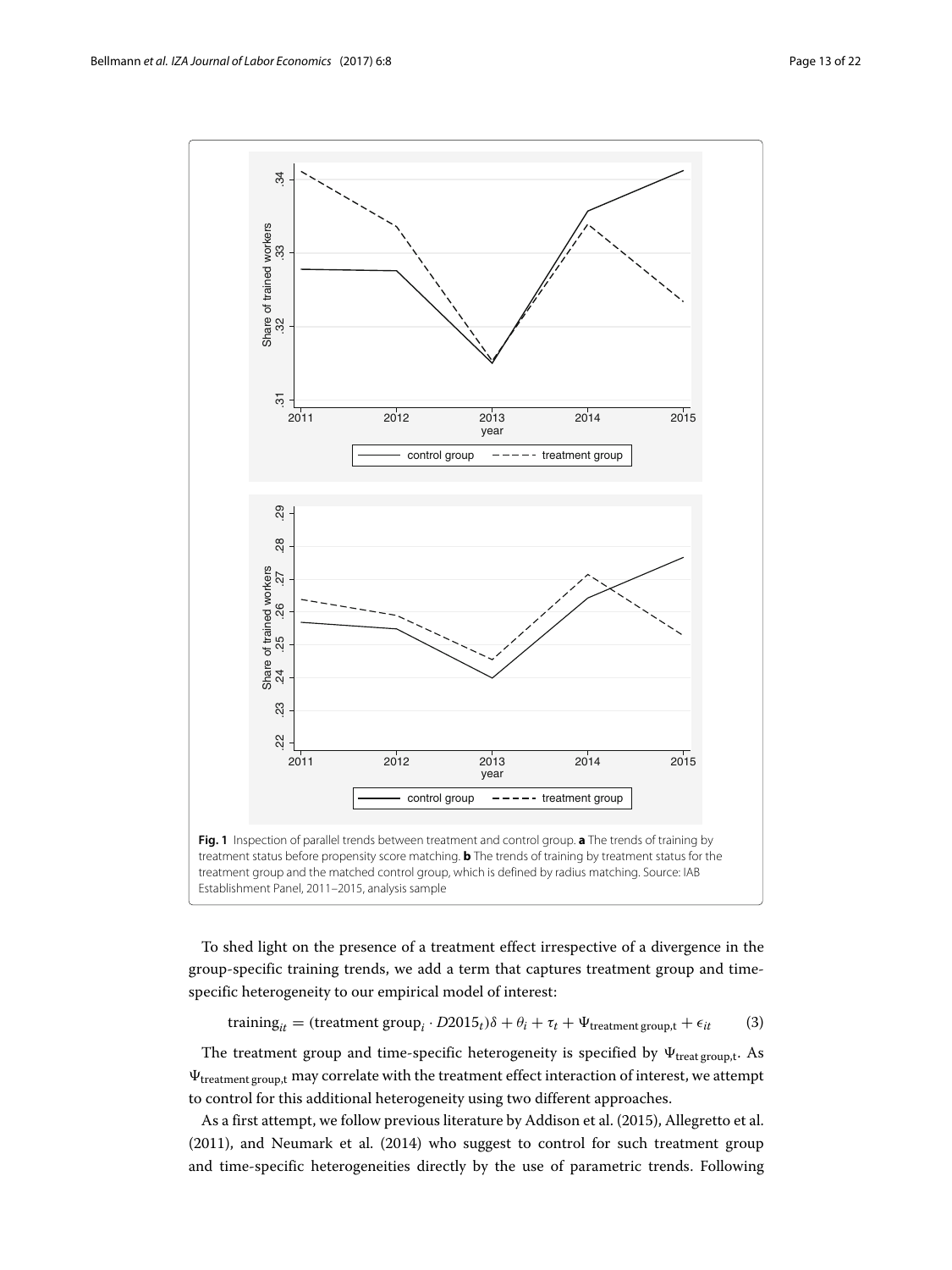**Fig. 1** Inspection of parallel trends between treatment and control group. **a** The trends of training by treatment status before propensity score matching. **b** The trends of training by treatment status for the treatment group and the matched control group, which is defined by radius matching. Source: IAB Establishment Panel, 2011–2015, analysis sample

To shed light on the presence of a treatment effect irrespective of a divergence in the group-specific training trends, we add a term that captures treatment group and time-specific heterogeneity to our empirical model of interest:

$$\text{training}_{it} = (\text{treatment group}_i \cdot D2015_t)\delta + \theta_i + \tau_t + \Psi_{\text{treatment group,t}} + \epsilon_{it} \qquad (3)$$

The treatment group and time-specific heterogeneity is specified by $\Psi_{\text{treat group,t}}$. As $\Psi_{\text{treatment group,t}}$ may correlate with the treatment effect interaction of interest, we attempt to control for this additional heterogeneity using two different approaches.

As a first attempt, we follow previous literature by Addison et al. (2015), Allegretto et al. (2011), and Neumark et al. (2014) who suggest to control for such treatment group and time-specific heterogeneities directly by the use of parametric trends. Following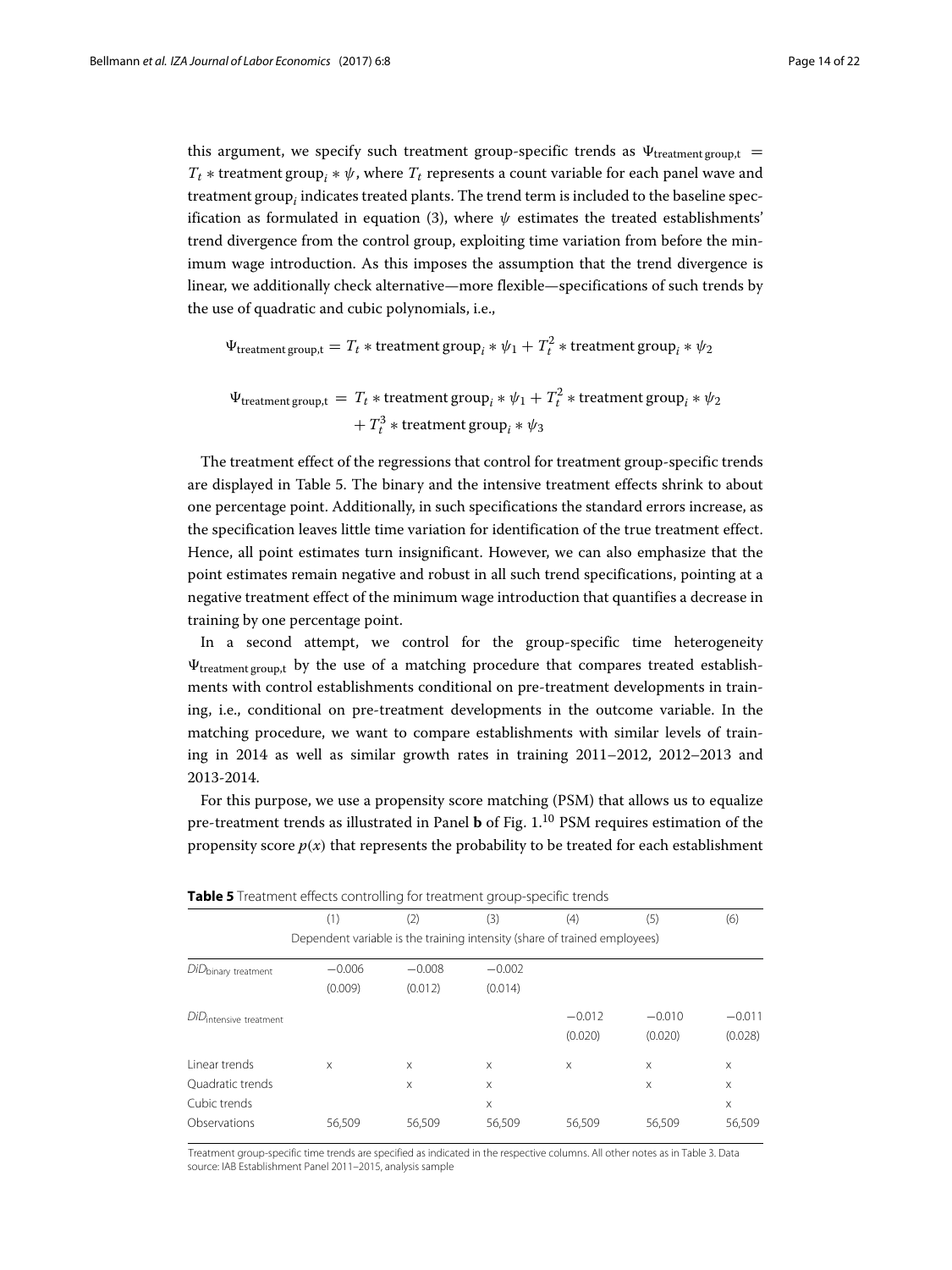this argument, we specify such treatment group-specific trends as $\Psi_{\text{treatment group,t}} = T_t * \text{treatment group}_i * \psi$, where $T_t$ represents a count variable for each panel wave and $\text{treatment group}_i$ indicates treated plants. The trend term is included to the baseline specification as formulated in equation (3), where $\psi$ estimates the treated establishments' trend divergence from the control group, exploiting time variation from before the minimum wage introduction. As this imposes the assumption that the trend divergence is linear, we additionally check alternative—more flexible—specifications of such trends by the use of quadratic and cubic polynomials, i.e.,

$$\Psi_{\text{treatment group,t}} = T_t * \text{treatment group}_i * \psi_1 + T_t^2 * \text{treatment group}_i * \psi_2$$

$$\Psi_{\text{treatment group,t}} = T_t * \text{treatment group}_i * \psi_1 + T_t^2 * \text{treatment group}_i * \psi_2 + T_t^3 * \text{treatment group}_i * \psi_3$$

The treatment effect of the regressions that control for treatment group-specific trends are displayed in Table 5. The binary and the intensive treatment effects shrink to about one percentage point. Additionally, in such specifications the standard errors increase, as the specification leaves little time variation for identification of the true treatment effect. Hence, all point estimates turn insignificant. However, we can also emphasize that the point estimates remain negative and robust in all such trend specifications, pointing at a negative treatment effect of the minimum wage introduction that quantifies a decrease in training by one percentage point.

In a second attempt, we control for the group-specific time heterogeneity $\Psi_{\text{treatment group,t}}$ by the use of a matching procedure that compares treated establishments with control establishments conditional on pre-treatment developments in training, i.e., conditional on pre-treatment developments in the outcome variable. In the matching procedure, we want to compare establishments with similar levels of training in 2014 as well as similar growth rates in training 2011–2012, 2012–2013 and 2013-2014.

For this purpose, we use a propensity score matching (PSM) that allows us to equalize pre-treatment trends as illustrated in Panel **b** of Fig. 1.[10] PSM requires estimation of the propensity score $p(x)$ that represents the probability to be treated for each establishment

**Table 5** Treatment effects controlling for treatment group-specific trends

| | (1) | (2) | (3) | (4) | (5) | (6) |
|---|---|---|---|---|---|---|
| | Dependent variable is the training intensity (share of trained employees) | | | | | |
| $DiD_{\text{binary treatment}}$ | −0.006 | −0.008 | −0.002 | | | |
| | (0.009) | (0.012) | (0.014) | | | |
| $DiD_{\text{intensive treatment}}$ | | | | −0.012 | −0.010 | −0.011 |
| | | | | (0.020) | (0.020) | (0.028) |
| Linear trends | x | x | x | x | x | x |
| Quadratic trends | | x | x | | x | x |
| Cubic trends | | | x | | | x |
| Observations | 56,509 | 56,509 | 56,509 | 56,509 | 56,509 | 56,509 |

Treatment group-specific time trends are specified as indicated in the respective columns. All other notes as in Table 3. Data source: IAB Establishment Panel 2011–2015, analysis sample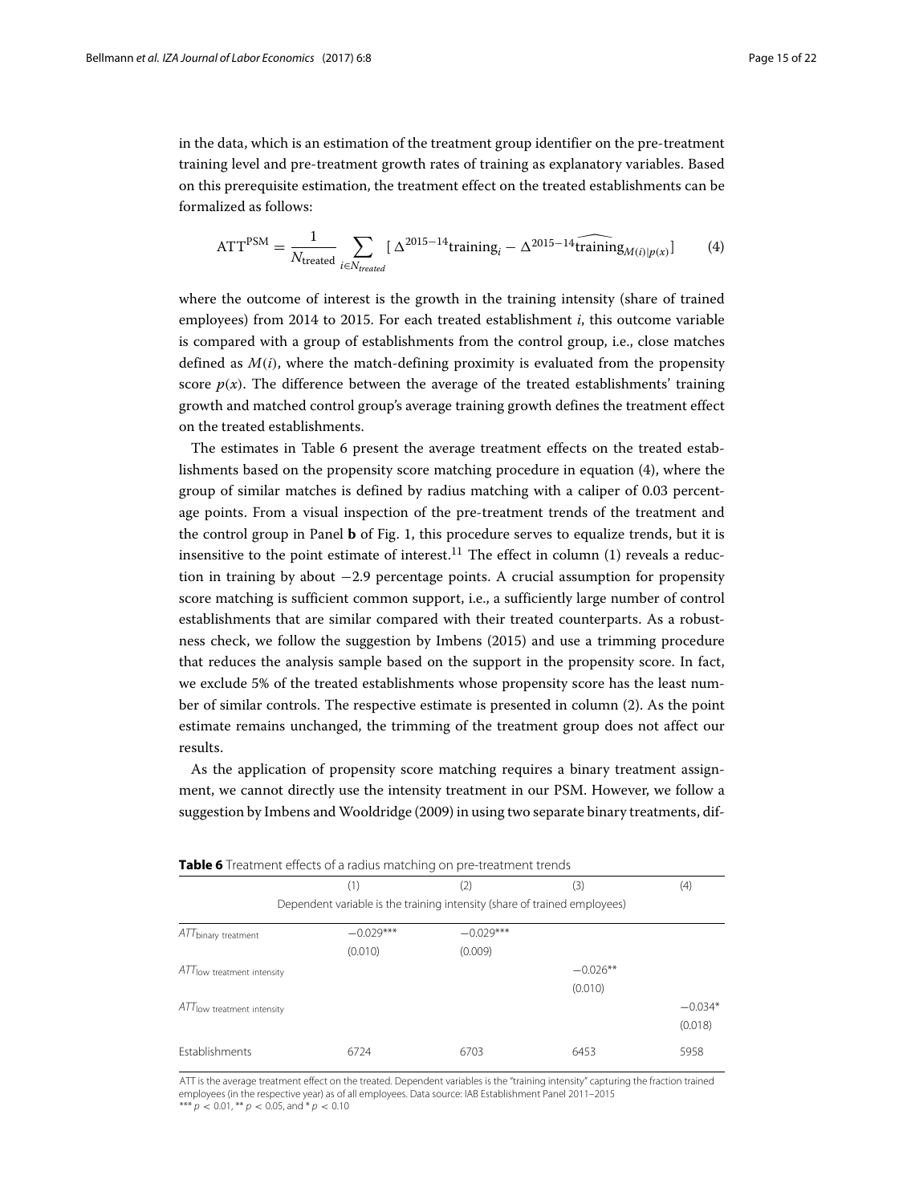in the data, which is an estimation of the treatment group identifier on the pre-treatment training level and pre-treatment growth rates of training as explanatory variables. Based on this prerequisite estimation, the treatment effect on the treated establishments can be formalized as follows:

$$\text{ATT}^{\text{PSM}} = \frac{1}{N_{\text{treated}}} \sum_{i \in N_{treated}} [\, \Delta^{2015-14}\text{training}_i - \Delta^{2015-14}\widehat{\text{training}}_{M(i)|p(x)}] \tag{4}$$

where the outcome of interest is the growth in the training intensity (share of trained employees) from 2014 to 2015. For each treated establishment $i$, this outcome variable is compared with a group of establishments from the control group, i.e., close matches defined as $M(i)$, where the match-defining proximity is evaluated from the propensity score $p(x)$. The difference between the average of the treated establishments' training growth and matched control group's average training growth defines the treatment effect on the treated establishments.

The estimates in Table 6 present the average treatment effects on the treated establishments based on the propensity score matching procedure in equation (4), where the group of similar matches is defined by radius matching with a caliper of 0.03 percentage points. From a visual inspection of the pre-treatment trends of the treatment and the control group in Panel **b** of Fig. 1, this procedure serves to equalize trends, but it is insensitive to the point estimate of interest.[11] The effect in column (1) reveals a reduction in training by about −2.9 percentage points. A crucial assumption for propensity score matching is sufficient common support, i.e., a sufficiently large number of control establishments that are similar compared with their treated counterparts. As a robustness check, we follow the suggestion by Imbens (2015) and use a trimming procedure that reduces the analysis sample based on the support in the propensity score. In fact, we exclude 5% of the treated establishments whose propensity score has the least number of similar controls. The respective estimate is presented in column (2). As the point estimate remains unchanged, the trimming of the treatment group does not affect our results.

As the application of propensity score matching requires a binary treatment assignment, we cannot directly use the intensity treatment in our PSM. However, we follow a suggestion by Imbens and Wooldridge (2009) in using two separate binary treatments, dif-

**Table 6** Treatment effects of a radius matching on pre-treatment trends

| | (1) | (2) | (3) | (4) |
|---|---|---|---|---|
| | Dependent variable is the training intensity (share of trained employees) | | | |
| $ATT_{\text{binary treatment}}$ | −0.029*** | −0.029*** | | |
| | (0.010) | (0.009) | | |
| $ATT_{\text{low treatment intensity}}$ | | | −0.026** | |
| | | | (0.010) | |
| $ATT_{\text{low treatment intensity}}$ | | | | −0.034* |
| | | | | (0.018) |
| Establishments | 6724 | 6703 | 6453 | 5958 |

ATT is the average treatment effect on the treated. Dependent variables is the "training intensity" capturing the fraction trained employees (in the respective year) as of all employees. Data source: IAB Establishment Panel 2011–2015
*** $p < 0.01$, ** $p < 0.05$, and * $p < 0.10$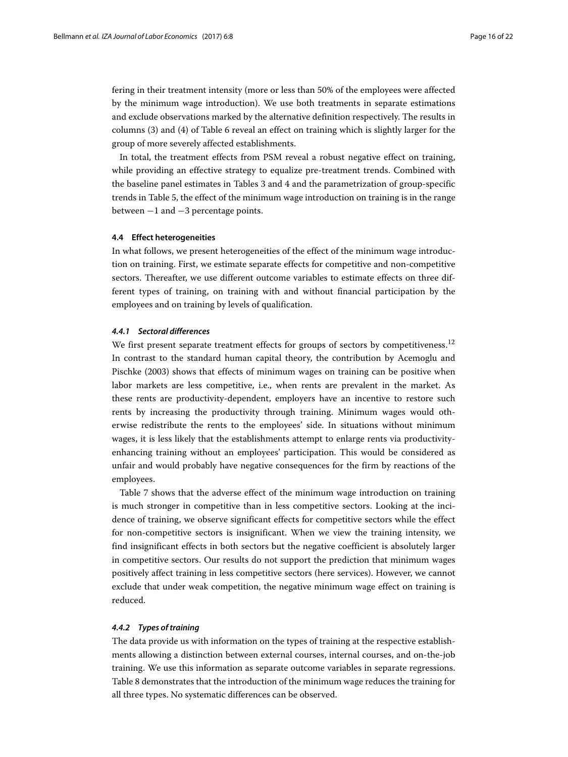fering in their treatment intensity (more or less than 50% of the employees were affected by the minimum wage introduction). We use both treatments in separate estimations and exclude observations marked by the alternative definition respectively. The results in columns (3) and (4) of Table 6 reveal an effect on training which is slightly larger for the group of more severely affected establishments.

In total, the treatment effects from PSM reveal a robust negative effect on training, while providing an effective strategy to equalize pre-treatment trends. Combined with the baseline panel estimates in Tables 3 and 4 and the parametrization of group-specific trends in Table 5, the effect of the minimum wage introduction on training is in the range between −1 and −3 percentage points.

### 4.4 Effect heterogeneities

In what follows, we present heterogeneities of the effect of the minimum wage introduction on training. First, we estimate separate effects for competitive and non-competitive sectors. Thereafter, we use different outcome variables to estimate effects on three different types of training, on training with and without financial participation by the employees and on training by levels of qualification.

#### *4.4.1 Sectoral differences*

We first present separate treatment effects for groups of sectors by competitiveness.[12] In contrast to the standard human capital theory, the contribution by Acemoglu and Pischke (2003) shows that effects of minimum wages on training can be positive when labor markets are less competitive, i.e., when rents are prevalent in the market. As these rents are productivity-dependent, employers have an incentive to restore such rents by increasing the productivity through training. Minimum wages would otherwise redistribute the rents to the employees' side. In situations without minimum wages, it is less likely that the establishments attempt to enlarge rents via productivity-enhancing training without an employees' participation. This would be considered as unfair and would probably have negative consequences for the firm by reactions of the employees.

Table 7 shows that the adverse effect of the minimum wage introduction on training is much stronger in competitive than in less competitive sectors. Looking at the incidence of training, we observe significant effects for competitive sectors while the effect for non-competitive sectors is insignificant. When we view the training intensity, we find insignificant effects in both sectors but the negative coefficient is absolutely larger in competitive sectors. Our results do not support the prediction that minimum wages positively affect training in less competitive sectors (here services). However, we cannot exclude that under weak competition, the negative minimum wage effect on training is reduced.

#### *4.4.2 Types of training*

The data provide us with information on the types of training at the respective establishments allowing a distinction between external courses, internal courses, and on-the-job training. We use this information as separate outcome variables in separate regressions. Table 8 demonstrates that the introduction of the minimum wage reduces the training for all three types. No systematic differences can be observed.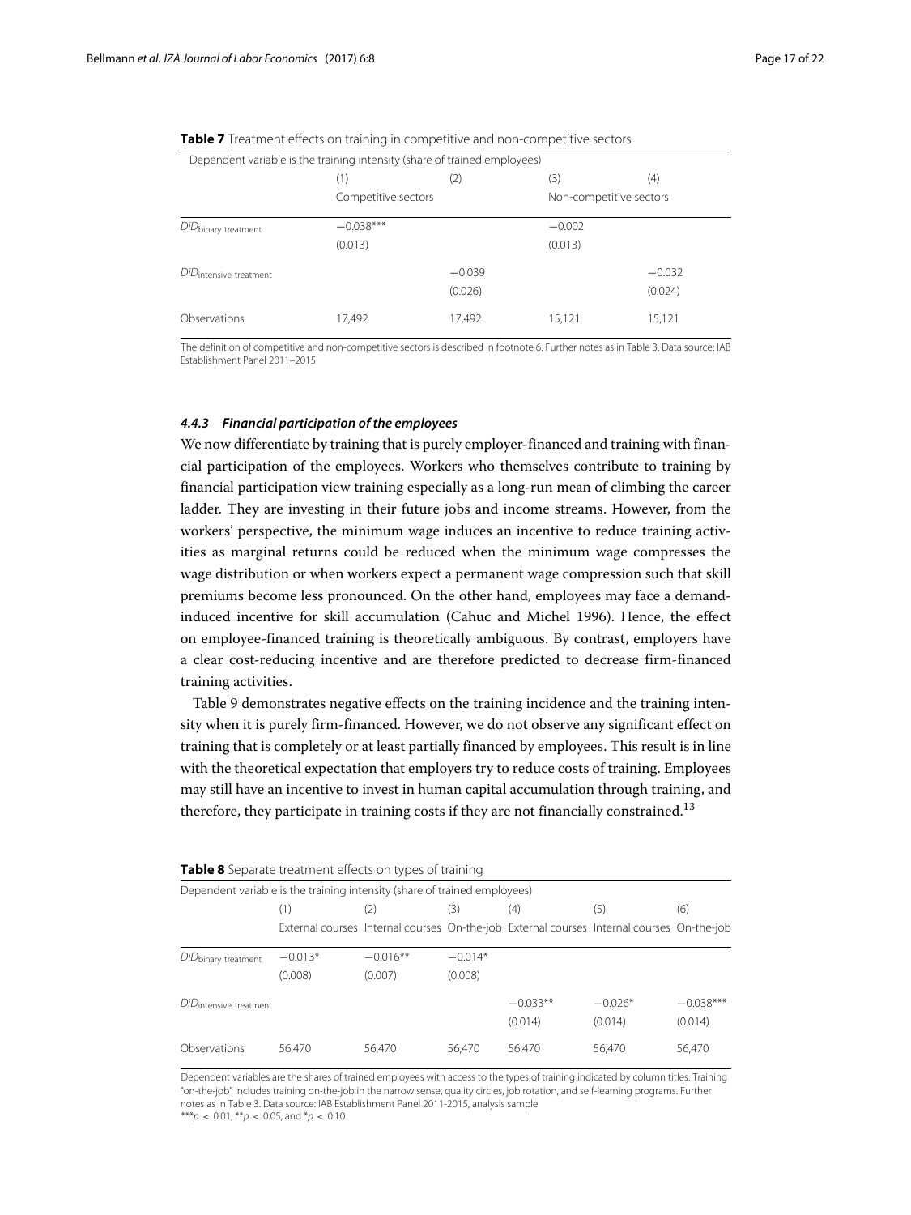**Table 7** Treatment effects on training in competitive and non-competitive sectors

| Dependent variable is the training intensity (share of trained employees) | | | | |
|---|---|---|---|---|
| | (1) | (2) | (3) | (4) |
| | Competitive sectors | | Non-competitive sectors | |
| $DiD_{\text{binary treatment}}$ | −0.038*** | | −0.002 | |
| | (0.013) | | (0.013) | |
| $DiD_{\text{intensive treatment}}$ | | −0.039 | | −0.032 |
| | | (0.026) | | (0.024) |
| Observations | 17,492 | 17,492 | 15,121 | 15,121 |

The definition of competitive and non-competitive sectors is described in footnote 6. Further notes as in Table 3. Data source: IAB Establishment Panel 2011–2015

#### 4.4.3 Financial participation of the employees

We now differentiate by training that is purely employer-financed and training with financial participation of the employees. Workers who themselves contribute to training by financial participation view training especially as a long-run mean of climbing the career ladder. They are investing in their future jobs and income streams. However, from the workers' perspective, the minimum wage induces an incentive to reduce training activities as marginal returns could be reduced when the minimum wage compresses the wage distribution or when workers expect a permanent wage compression such that skill premiums become less pronounced. On the other hand, employees may face a demand-induced incentive for skill accumulation (Cahuc and Michel 1996). Hence, the effect on employee-financed training is theoretically ambiguous. By contrast, employers have a clear cost-reducing incentive and are therefore predicted to decrease firm-financed training activities.

Table 9 demonstrates negative effects on the training incidence and the training intensity when it is purely firm-financed. However, we do not observe any significant effect on training that is completely or at least partially financed by employees. This result is in line with the theoretical expectation that employers try to reduce costs of training. Employees may still have an incentive to invest in human capital accumulation through training, and therefore, they participate in training costs if they are not financially constrained.[13]

**Table 8** Separate treatment effects on types of training

| Dependent variable is the training intensity (share of trained employees) | | | | | | |
|---|---|---|---|---|---|---|
| | (1) | (2) | (3) | (4) | (5) | (6) |
| | External courses | Internal courses | On-the-job | External courses | Internal courses | On-the-job |
| $DiD_{\text{binary treatment}}$ | −0.013* | −0.016** | −0.014* | | | |
| | (0.008) | (0.007) | (0.008) | | | |
| $DiD_{\text{intensive treatment}}$ | | | | −0.033** | −0.026* | −0.038*** |
| | | | | (0.014) | (0.014) | (0.014) |
| Observations | 56,470 | 56,470 | 56,470 | 56,470 | 56,470 | 56,470 |

Dependent variables are the shares of trained employees with access to the types of training indicated by column titles. Training "on-the-job" includes training on-the-job in the narrow sense, quality circles, job rotation, and self-learning programs. Further notes as in Table 3. Data source: IAB Establishment Panel 2011-2015, analysis sample

***$p < 0.01$, **$p < 0.05$, and *$p < 0.10$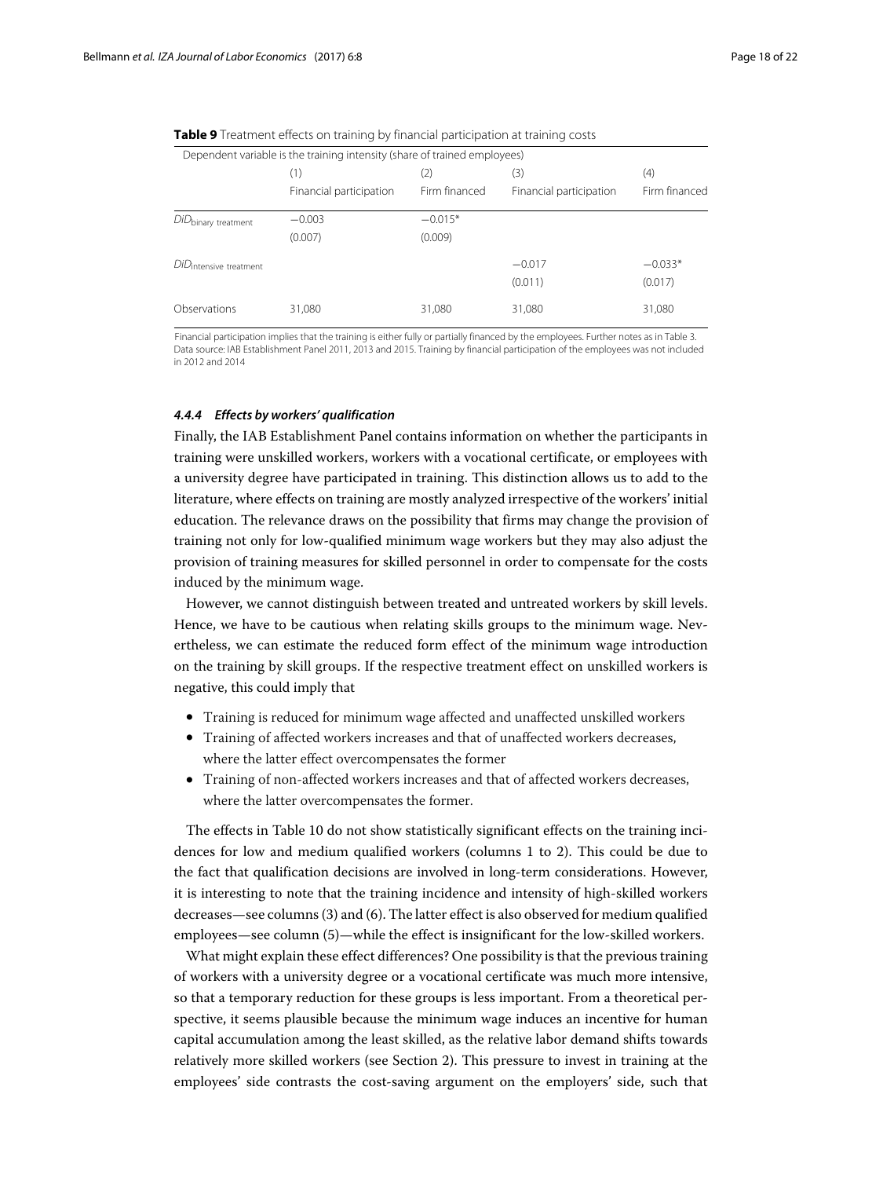**Table 9** Treatment effects on training by financial participation at training costs

| Dependent variable is the training intensity (share of trained employees) | | | | |
|---|---|---|---|---|
| | (1) | (2) | (3) | (4) |
| | Financial participation | Firm financed | Financial participation | Firm financed |
| $DiD_{\text{binary treatment}}$ | −0.003 | −0.015* | | |
| | (0.007) | (0.009) | | |
| $DiD_{\text{intensive treatment}}$ | | | −0.017 | −0.033* |
| | | | (0.011) | (0.017) |
| Observations | 31,080 | 31,080 | 31,080 | 31,080 |

Financial participation implies that the training is either fully or partially financed by the employees. Further notes as in Table 3. Data source: IAB Establishment Panel 2011, 2013 and 2015. Training by financial participation of the employees was not included in 2012 and 2014

#### *4.4.4 Effects by workers' qualification*

Finally, the IAB Establishment Panel contains information on whether the participants in training were unskilled workers, workers with a vocational certificate, or employees with a university degree have participated in training. This distinction allows us to add to the literature, where effects on training are mostly analyzed irrespective of the workers' initial education. The relevance draws on the possibility that firms may change the provision of training not only for low-qualified minimum wage workers but they may also adjust the provision of training measures for skilled personnel in order to compensate for the costs induced by the minimum wage.

However, we cannot distinguish between treated and untreated workers by skill levels. Hence, we have to be cautious when relating skills groups to the minimum wage. Nevertheless, we can estimate the reduced form effect of the minimum wage introduction on the training by skill groups. If the respective treatment effect on unskilled workers is negative, this could imply that

- Training is reduced for minimum wage affected and unaffected unskilled workers
- Training of affected workers increases and that of unaffected workers decreases, where the latter effect overcompensates the former
- Training of non-affected workers increases and that of affected workers decreases, where the latter overcompensates the former.

The effects in Table 10 do not show statistically significant effects on the training incidences for low and medium qualified workers (columns 1 to 2). This could be due to the fact that qualification decisions are involved in long-term considerations. However, it is interesting to note that the training incidence and intensity of high-skilled workers decreases—see columns (3) and (6). The latter effect is also observed for medium qualified employees—see column (5)—while the effect is insignificant for the low-skilled workers.

What might explain these effect differences? One possibility is that the previous training of workers with a university degree or a vocational certificate was much more intensive, so that a temporary reduction for these groups is less important. From a theoretical perspective, it seems plausible because the minimum wage induces an incentive for human capital accumulation among the least skilled, as the relative labor demand shifts towards relatively more skilled workers (see Section 2). This pressure to invest in training at the employees' side contrasts the cost-saving argument on the employers' side, such that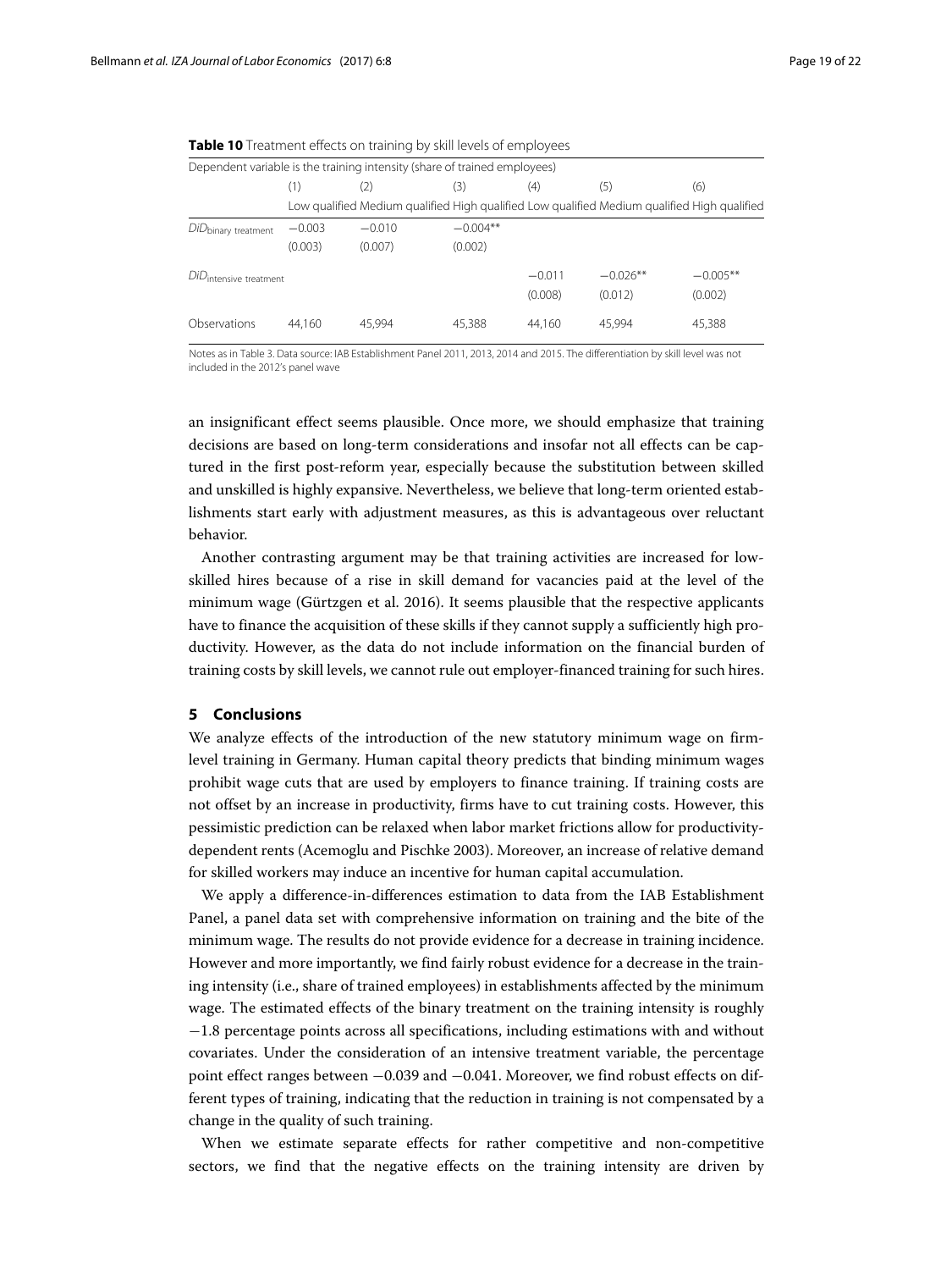**Table 10** Treatment effects on training by skill levels of employees

| Dependent variable is the training intensity (share of trained employees) | | | | | | |
|---|---|---|---|---|---|---|
| | (1) | (2) | (3) | (4) | (5) | (6) |
| | Low qualified | Medium qualified | High qualified | Low qualified | Medium qualified | High qualified |
| $DiD_{\text{binary treatment}}$ | −0.003 | −0.010 | −0.004** | | | |
| | (0.003) | (0.007) | (0.002) | | | |
| $DiD_{\text{intensive treatment}}$ | | | | −0.011 | −0.026** | −0.005** |
| | | | | (0.008) | (0.012) | (0.002) |
| Observations | 44,160 | 45,994 | 45,388 | 44,160 | 45,994 | 45,388 |

Notes as in Table 3. Data source: IAB Establishment Panel 2011, 2013, 2014 and 2015. The differentiation by skill level was not included in the 2012's panel wave

an insignificant effect seems plausible. Once more, we should emphasize that training decisions are based on long-term considerations and insofar not all effects can be captured in the first post-reform year, especially because the substitution between skilled and unskilled is highly expansive. Nevertheless, we believe that long-term oriented establishments start early with adjustment measures, as this is advantageous over reluctant behavior.

Another contrasting argument may be that training activities are increased for low-skilled hires because of a rise in skill demand for vacancies paid at the level of the minimum wage (Gürtzgen et al. 2016). It seems plausible that the respective applicants have to finance the acquisition of these skills if they cannot supply a sufficiently high productivity. However, as the data do not include information on the financial burden of training costs by skill levels, we cannot rule out employer-financed training for such hires.

## 5 Conclusions

We analyze effects of the introduction of the new statutory minimum wage on firm-level training in Germany. Human capital theory predicts that binding minimum wages prohibit wage cuts that are used by employers to finance training. If training costs are not offset by an increase in productivity, firms have to cut training costs. However, this pessimistic prediction can be relaxed when labor market frictions allow for productivity-dependent rents (Acemoglu and Pischke 2003). Moreover, an increase of relative demand for skilled workers may induce an incentive for human capital accumulation.

We apply a difference-in-differences estimation to data from the IAB Establishment Panel, a panel data set with comprehensive information on training and the bite of the minimum wage. The results do not provide evidence for a decrease in training incidence. However and more importantly, we find fairly robust evidence for a decrease in the training intensity (i.e., share of trained employees) in establishments affected by the minimum wage. The estimated effects of the binary treatment on the training intensity is roughly −1.8 percentage points across all specifications, including estimations with and without covariates. Under the consideration of an intensive treatment variable, the percentage point effect ranges between −0.039 and −0.041. Moreover, we find robust effects on different types of training, indicating that the reduction in training is not compensated by a change in the quality of such training.

When we estimate separate effects for rather competitive and non-competitive sectors, we find that the negative effects on the training intensity are driven by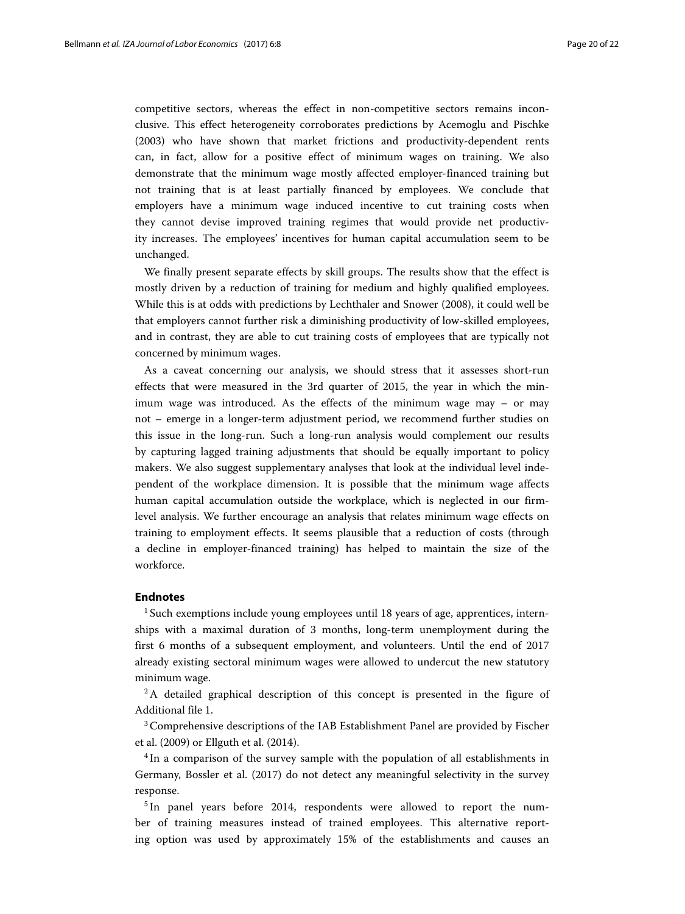competitive sectors, whereas the effect in non-competitive sectors remains inconclusive. This effect heterogeneity corroborates predictions by Acemoglu and Pischke (2003) who have shown that market frictions and productivity-dependent rents can, in fact, allow for a positive effect of minimum wages on training. We also demonstrate that the minimum wage mostly affected employer-financed training but not training that is at least partially financed by employees. We conclude that employers have a minimum wage induced incentive to cut training costs when they cannot devise improved training regimes that would provide net productivity increases. The employees' incentives for human capital accumulation seem to be unchanged.

We finally present separate effects by skill groups. The results show that the effect is mostly driven by a reduction of training for medium and highly qualified employees. While this is at odds with predictions by Lechthaler and Snower (2008), it could well be that employers cannot further risk a diminishing productivity of low-skilled employees, and in contrast, they are able to cut training costs of employees that are typically not concerned by minimum wages.

As a caveat concerning our analysis, we should stress that it assesses short-run effects that were measured in the 3rd quarter of 2015, the year in which the minimum wage was introduced. As the effects of the minimum wage may – or may not – emerge in a longer-term adjustment period, we recommend further studies on this issue in the long-run. Such a long-run analysis would complement our results by capturing lagged training adjustments that should be equally important to policy makers. We also suggest supplementary analyses that look at the individual level independent of the workplace dimension. It is possible that the minimum wage affects human capital accumulation outside the workplace, which is neglected in our firm-level analysis. We further encourage an analysis that relates minimum wage effects on training to employment effects. It seems plausible that a reduction of costs (through a decline in employer-financed training) has helped to maintain the size of the workforce.

## Endnotes

[1] Such exemptions include young employees until 18 years of age, apprentices, internships with a maximal duration of 3 months, long-term unemployment during the first 6 months of a subsequent employment, and volunteers. Until the end of 2017 already existing sectoral minimum wages were allowed to undercut the new statutory minimum wage.

[2] A detailed graphical description of this concept is presented in the figure of Additional file 1.

[3] Comprehensive descriptions of the IAB Establishment Panel are provided by Fischer et al. (2009) or Ellguth et al. (2014).

[4] In a comparison of the survey sample with the population of all establishments in Germany, Bossler et al. (2017) do not detect any meaningful selectivity in the survey response.

[5] In panel years before 2014, respondents were allowed to report the number of training measures instead of trained employees. This alternative reporting option was used by approximately 15% of the establishments and causes an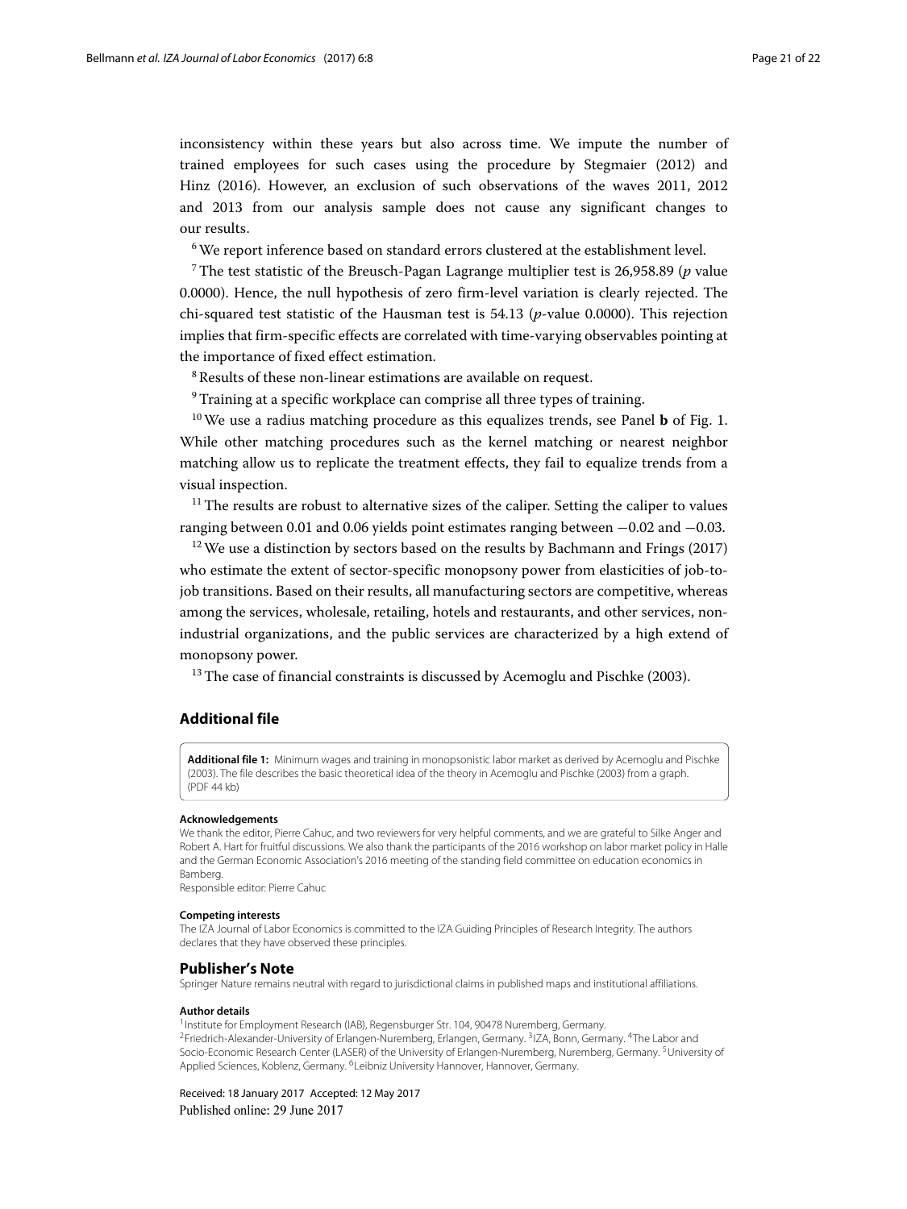inconsistency within these years but also across time. We impute the number of trained employees for such cases using the procedure by Stegmaier (2012) and Hinz (2016). However, an exclusion of such observations of the waves 2011, 2012 and 2013 from our analysis sample does not cause any significant changes to our results.

[6] We report inference based on standard errors clustered at the establishment level.

[7] The test statistic of the Breusch-Pagan Lagrange multiplier test is 26,958.89 (*p* value 0.0000). Hence, the null hypothesis of zero firm-level variation is clearly rejected. The chi-squared test statistic of the Hausman test is 54.13 (*p*-value 0.0000). This rejection implies that firm-specific effects are correlated with time-varying observables pointing at the importance of fixed effect estimation.

[8] Results of these non-linear estimations are available on request.

[9] Training at a specific workplace can comprise all three types of training.

[10] We use a radius matching procedure as this equalizes trends, see Panel **b** of Fig. 1. While other matching procedures such as the kernel matching or nearest neighbor matching allow us to replicate the treatment effects, they fail to equalize trends from a visual inspection.

[11] The results are robust to alternative sizes of the caliper. Setting the caliper to values ranging between 0.01 and 0.06 yields point estimates ranging between −0.02 and −0.03.

[12] We use a distinction by sectors based on the results by Bachmann and Frings (2017) who estimate the extent of sector-specific monopsony power from elasticities of job-to-job transitions. Based on their results, all manufacturing sectors are competitive, whereas among the services, wholesale, retailing, hotels and restaurants, and other services, non-industrial organizations, and the public services are characterized by a high extend of monopsony power.

[13] The case of financial constraints is discussed by Acemoglu and Pischke (2003).

## Additional file

**Additional file 1:** Minimum wages and training in monopsonistic labor market as derived by Acemoglu and Pischke (2003). The file describes the basic theoretical idea of the theory in Acemoglu and Pischke (2003) from a graph. (PDF 44 kb)

#### Acknowledgements

We thank the editor, Pierre Cahuc, and two reviewers for very helpful comments, and we are grateful to Silke Anger and Robert A. Hart for fruitful discussions. We also thank the participants of the 2016 workshop on labor market policy in Halle and the German Economic Association's 2016 meeting of the standing field committee on education economics in Bamberg.

Responsible editor: Pierre Cahuc

#### Competing interests

The IZA Journal of Labor Economics is committed to the IZA Guiding Principles of Research Integrity. The authors declares that they have observed these principles.

### Publisher's Note

Springer Nature remains neutral with regard to jurisdictional claims in published maps and institutional affiliations.

#### Author details

[1] Institute for Employment Research (IAB), Regensburger Str. 104, 90478 Nuremberg, Germany. [2] Friedrich-Alexander-University of Erlangen-Nuremberg, Erlangen, Germany. [3] IZA, Bonn, Germany. [4] The Labor and Socio-Economic Research Center (LASER) of the University of Erlangen-Nuremberg, Nuremberg, Germany. [5] University of Applied Sciences, Koblenz, Germany. [6] Leibniz University Hannover, Hannover, Germany.

Received: 18 January 2017 Accepted: 12 May 2017
Published online: 29 June 2017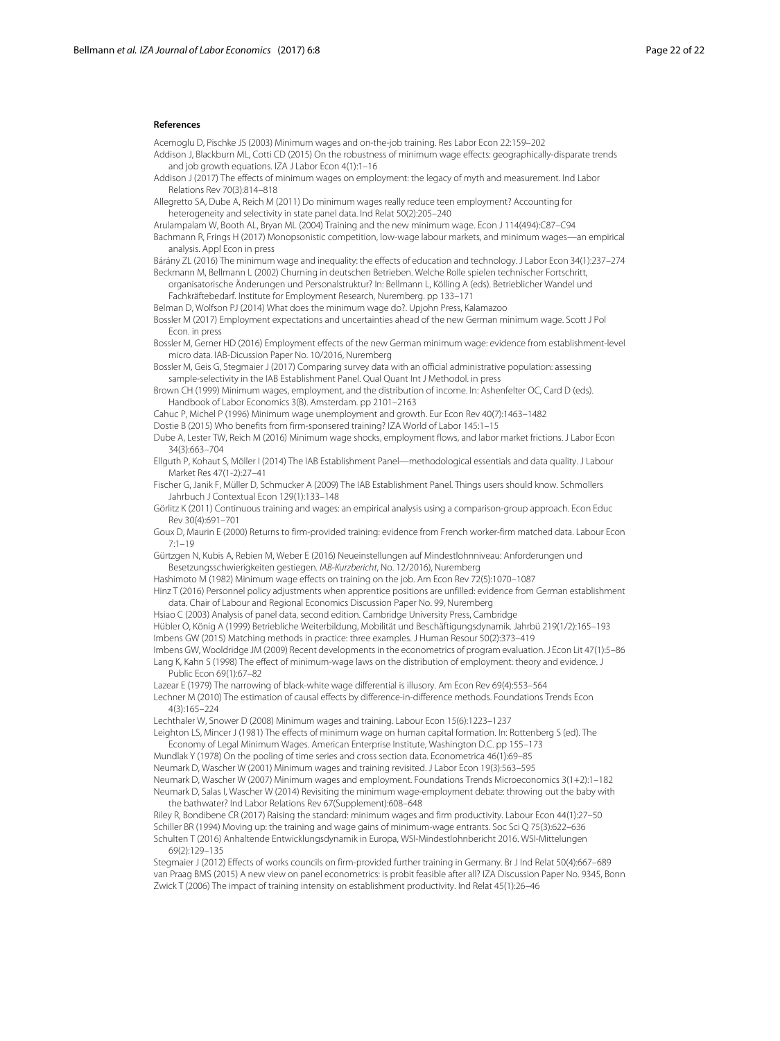### References

Acemoglu D, Pischke JS (2003) Minimum wages and on-the-job training. Res Labor Econ 22:159–202

Addison J, Blackburn ML, Cotti CD (2015) On the robustness of minimum wage effects: geographically-disparate trends and job growth equations. IZA J Labor Econ 4(1):1–16

Addison J (2017) The effects of minimum wages on employment: the legacy of myth and measurement. Ind Labor Relations Rev 70(3):814–818

Allegretto SA, Dube A, Reich M (2011) Do minimum wages really reduce teen employment? Accounting for heterogeneity and selectivity in state panel data. Ind Relat 50(2):205–240

Arulampalam W, Booth AL, Bryan ML (2004) Training and the new minimum wage. Econ J 114(494):C87–C94

Bachmann R, Frings H (2017) Monopsonistic competition, low-wage labour markets, and minimum wages—an empirical analysis. Appl Econ in press

Bárány ZL (2016) The minimum wage and inequality: the effects of education and technology. J Labor Econ 34(1):237–274

Beckmann M, Bellmann L (2002) Churning in deutschen Betrieben. Welche Rolle spielen technischer Fortschritt, organisatorische Änderungen und Personalstruktur? In: Bellmann L, Kölling A (eds). Betrieblicher Wandel und Fachkräftebedarf. Institute for Employment Research, Nuremberg. pp 133–171

Belman D, Wolfson PJ (2014) What does the minimum wage do?. Upjohn Press, Kalamazoo

Bossler M (2017) Employment expectations and uncertainties ahead of the new German minimum wage. Scott J Pol Econ. in press

Bossler M, Gerner HD (2016) Employment effects of the new German minimum wage: evidence from establishment-level micro data. IAB-Dicussion Paper No. 10/2016, Nuremberg

Bossler M, Geis G, Stegmaier J (2017) Comparing survey data with an official administrative population: assessing sample-selectivity in the IAB Establishment Panel. Qual Quant Int J Methodol. in press

Brown CH (1999) Minimum wages, employment, and the distribution of income. In: Ashenfelter OC, Card D (eds). Handbook of Labor Economics 3(B). Amsterdam. pp 2101–2163

Cahuc P, Michel P (1996) Minimum wage unemployment and growth. Eur Econ Rev 40(7):1463–1482

Dostie B (2015) Who benefits from firm-sponsered training? IZA World of Labor 145:1–15

Dube A, Lester TW, Reich M (2016) Minimum wage shocks, employment flows, and labor market frictions. J Labor Econ 34(3):663–704

Ellguth P, Kohaut S, Möller I (2014) The IAB Establishment Panel—methodological essentials and data quality. J Labour Market Res 47(1-2):27–41

Fischer G, Janik F, Müller D, Schmucker A (2009) The IAB Establishment Panel. Things users should know. Schmollers Jahrbuch J Contextual Econ 129(1):133–148

Görlitz K (2011) Continuous training and wages: an empirical analysis using a comparison-group approach. Econ Educ Rev 30(4):691–701

Goux D, Maurin E (2000) Returns to firm-provided training: evidence from French worker-firm matched data. Labour Econ 7:1–19

Gürtzgen N, Kubis A, Rebien M, Weber E (2016) Neueinstellungen auf Mindestlohnniveau: Anforderungen und Besetzungsschwierigkeiten gestiegen. *IAB-Kurzbericht*, No. 12/2016), Nuremberg

Hashimoto M (1982) Minimum wage effects on training on the job. Am Econ Rev 72(5):1070–1087

Hinz T (2016) Personnel policy adjustments when apprentice positions are unfilled: evidence from German establishment data. Chair of Labour and Regional Economics Discussion Paper No. 99, Nuremberg

Hsiao C (2003) Analysis of panel data, second edition. Cambridge University Press, Cambridge

Hübler O, König A (1999) Betriebliche Weiterbildung, Mobilität und Beschäftigungsdynamik. Jahrbü 219(1/2):165–193

Imbens GW (2015) Matching methods in practice: three examples. J Human Resour 50(2):373–419

Imbens GW, Wooldridge JM (2009) Recent developments in the econometrics of program evaluation. J Econ Lit 47(1):5–86

Lang K, Kahn S (1998) The effect of minimum-wage laws on the distribution of employment: theory and evidence. J Public Econ 69(1):67–82

Lazear E (1979) The narrowing of black-white wage differential is illusory. Am Econ Rev 69(4):553–564

Lechner M (2010) The estimation of causal effects by difference-in-difference methods. Foundations Trends Econ 4(3):165–224

Lechthaler W, Snower D (2008) Minimum wages and training. Labour Econ 15(6):1223–1237

Leighton LS, Mincer J (1981) The effects of minimum wage on human capital formation. In: Rottenberg S (ed). The Economy of Legal Minimum Wages. American Enterprise Institute, Washington D.C. pp 155–173

Mundlak Y (1978) On the pooling of time series and cross section data. Econometrica 46(1):69–85

Neumark D, Wascher W (2001) Minimum wages and training revisited. J Labor Econ 19(3):563–595

Neumark D, Wascher W (2007) Minimum wages and employment. Foundations Trends Microeconomics 3(1+2):1–182

Neumark D, Salas I, Wascher W (2014) Revisiting the minimum wage-employment debate: throwing out the baby with the bathwater? Ind Labor Relations Rev 67(Supplement):608–648

Riley R, Bondibene CR (2017) Raising the standard: minimum wages and firm productivity. Labour Econ 44(1):27–50

Schiller BR (1994) Moving up: the training and wage gains of minimum-wage entrants. Soc Sci Q 75(3):622–636

Schulten T (2016) Anhaltende Entwicklungsdynamik in Europa, WSI-Mindestlohnbericht 2016. WSI-Mitteilungen 69(2):129–135

Stegmaier J (2012) Effects of works councils on firm-provided further training in Germany. Br J Ind Relat 50(4):667–689

van Praag BMS (2015) A new view on panel econometrics: is probit feasible after all? IZA Discussion Paper No. 9345, Bonn

Zwick T (2006) The impact of training intensity on establishment productivity. Ind Relat 45(1):26–46